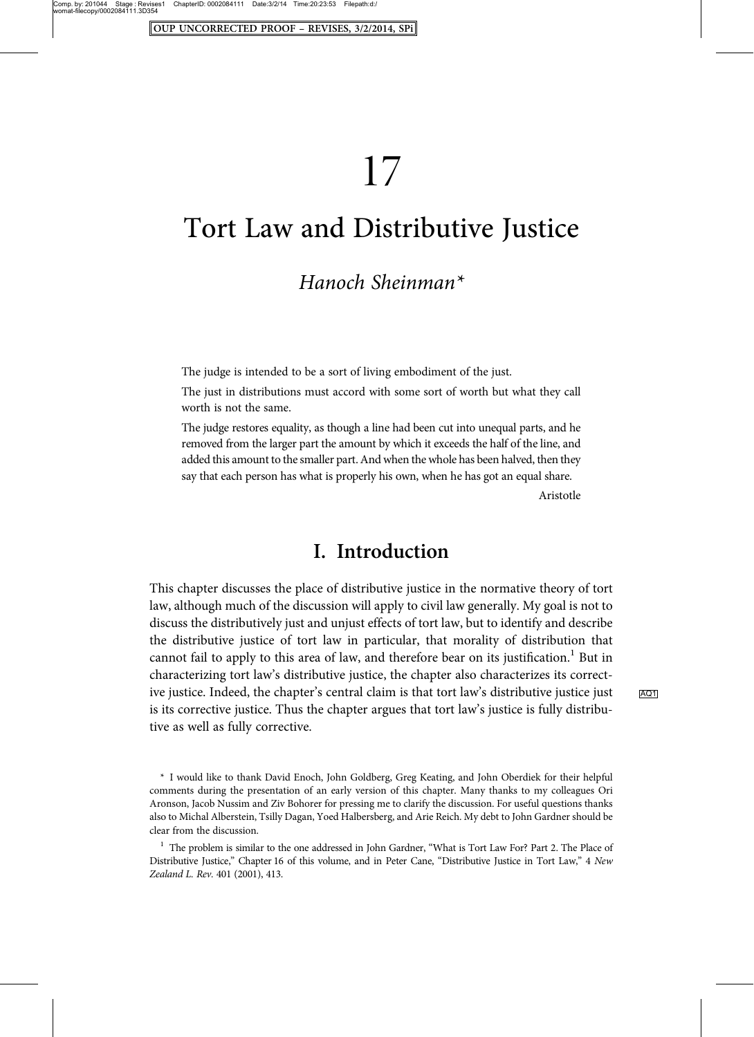# 17

# Tort Law and Distributive Justice

## *Hanoch Sheinman**

> The judge is intended to be a sort of living embodiment of the just.
>
> The just in distributions must accord with some sort of worth but what they call worth is not the same.
>
> The judge restores equality, as though a line had been cut into unequal parts, and he removed from the larger part the amount by which it exceeds the half of the line, and added this amount to the smaller part. And when the whole has been halved, then they say that each person has what is properly his own, when he has got an equal share.
>
> Aristotle

## I. Introduction

This chapter discusses the place of distributive justice in the normative theory of tort law, although much of the discussion will apply to civil law generally. My goal is not to discuss the distributively just and unjust effects of tort law, but to identify and describe the distributive justice of tort law in particular, that morality of distribution that cannot fail to apply to this area of law, and therefore bear on its justification.[1] But in characterizing tort law's distributive justice, the chapter also characterizes its corrective justice. Indeed, the chapter's central claim is that tort law's distributive justice just is its corrective justice. Thus the chapter argues that tort law's justice is fully distributive as well as fully corrective.

\* I would like to thank David Enoch, John Goldberg, Greg Keating, and John Oberdiek for their helpful comments during the presentation of an early version of this chapter. Many thanks to my colleagues Ori Aronson, Jacob Nussim and Ziv Bohorer for pressing me to clarify the discussion. For useful questions thanks also to Michal Alberstein, Tsilly Dagan, Yoed Halbersberg, and Arie Reich. My debt to John Gardner should be clear from the discussion.

[1] The problem is similar to the one addressed in John Gardner, "What is Tort Law For? Part 2. The Place of Distributive Justice," Chapter 16 of this volume, and in Peter Cane, "Distributive Justice in Tort Law," 4 *New Zealand L. Rev.* 401 (2001), 413.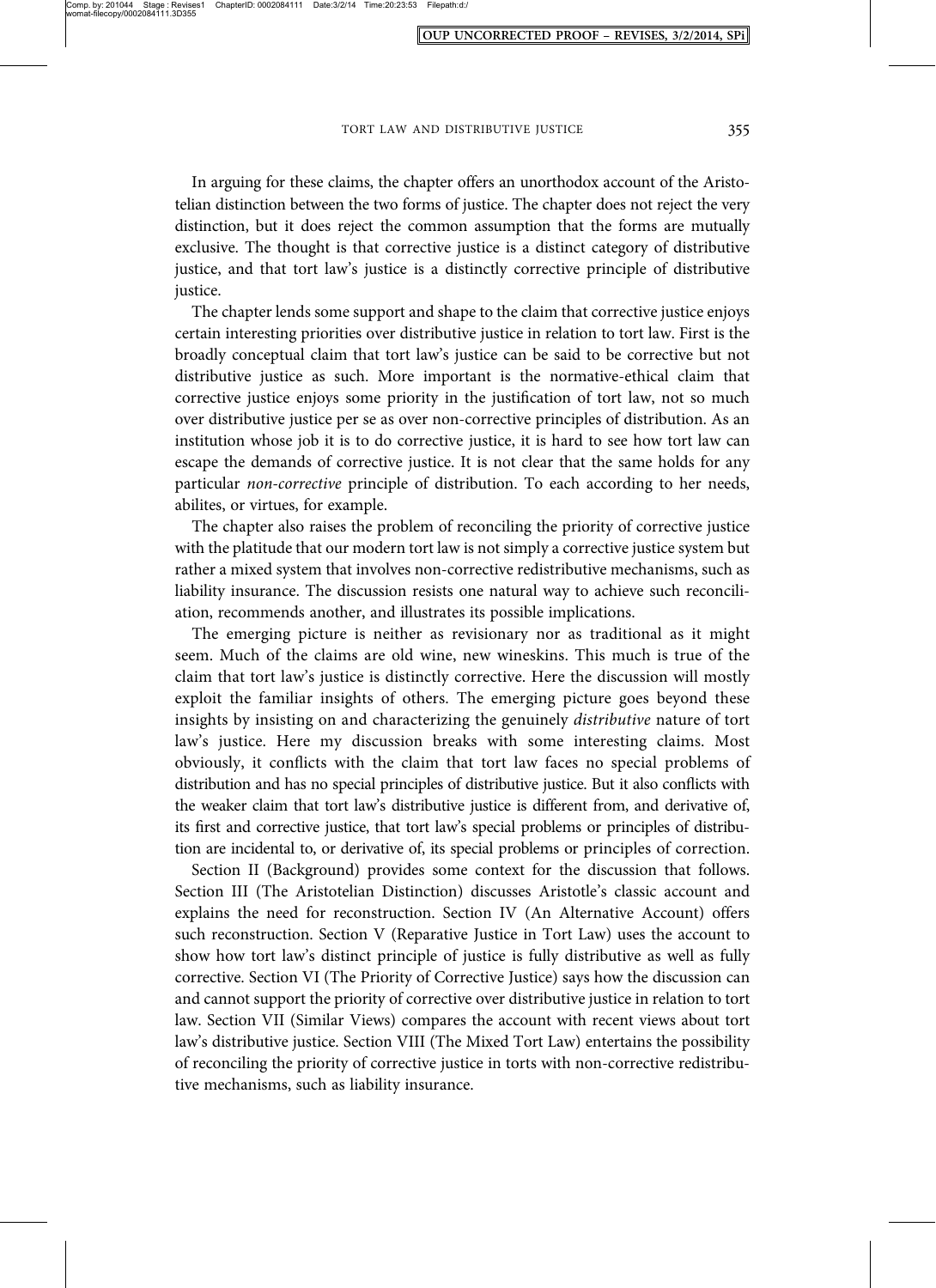In arguing for these claims, the chapter offers an unorthodox account of the Aristotelian distinction between the two forms of justice. The chapter does not reject the very distinction, but it does reject the common assumption that the forms are mutually exclusive. The thought is that corrective justice is a distinct category of distributive justice, and that tort law's justice is a distinctly corrective principle of distributive justice.

The chapter lends some support and shape to the claim that corrective justice enjoys certain interesting priorities over distributive justice in relation to tort law. First is the broadly conceptual claim that tort law's justice can be said to be corrective but not distributive justice as such. More important is the normative-ethical claim that corrective justice enjoys some priority in the justification of tort law, not so much over distributive justice per se as over non-corrective principles of distribution. As an institution whose job it is to do corrective justice, it is hard to see how tort law can escape the demands of corrective justice. It is not clear that the same holds for any particular *non-corrective* principle of distribution. To each according to her needs, abilites, or virtues, for example.

The chapter also raises the problem of reconciling the priority of corrective justice with the platitude that our modern tort law is not simply a corrective justice system but rather a mixed system that involves non-corrective redistributive mechanisms, such as liability insurance. The discussion resists one natural way to achieve such reconciliation, recommends another, and illustrates its possible implications.

The emerging picture is neither as revisionary nor as traditional as it might seem. Much of the claims are old wine, new wineskins. This much is true of the claim that tort law's justice is distinctly corrective. Here the discussion will mostly exploit the familiar insights of others. The emerging picture goes beyond these insights by insisting on and characterizing the genuinely *distributive* nature of tort law's justice. Here my discussion breaks with some interesting claims. Most obviously, it conflicts with the claim that tort law faces no special problems of distribution and has no special principles of distributive justice. But it also conflicts with the weaker claim that tort law's distributive justice is different from, and derivative of, its first and corrective justice, that tort law's special problems or principles of distribution are incidental to, or derivative of, its special problems or principles of correction.

Section II (Background) provides some context for the discussion that follows. Section III (The Aristotelian Distinction) discusses Aristotle's classic account and explains the need for reconstruction. Section IV (An Alternative Account) offers such reconstruction. Section V (Reparative Justice in Tort Law) uses the account to show how tort law's distinct principle of justice is fully distributive as well as fully corrective. Section VI (The Priority of Corrective Justice) says how the discussion can and cannot support the priority of corrective over distributive justice in relation to tort law. Section VII (Similar Views) compares the account with recent views about tort law's distributive justice. Section VIII (The Mixed Tort Law) entertains the possibility of reconciling the priority of corrective justice in torts with non-corrective redistributive mechanisms, such as liability insurance.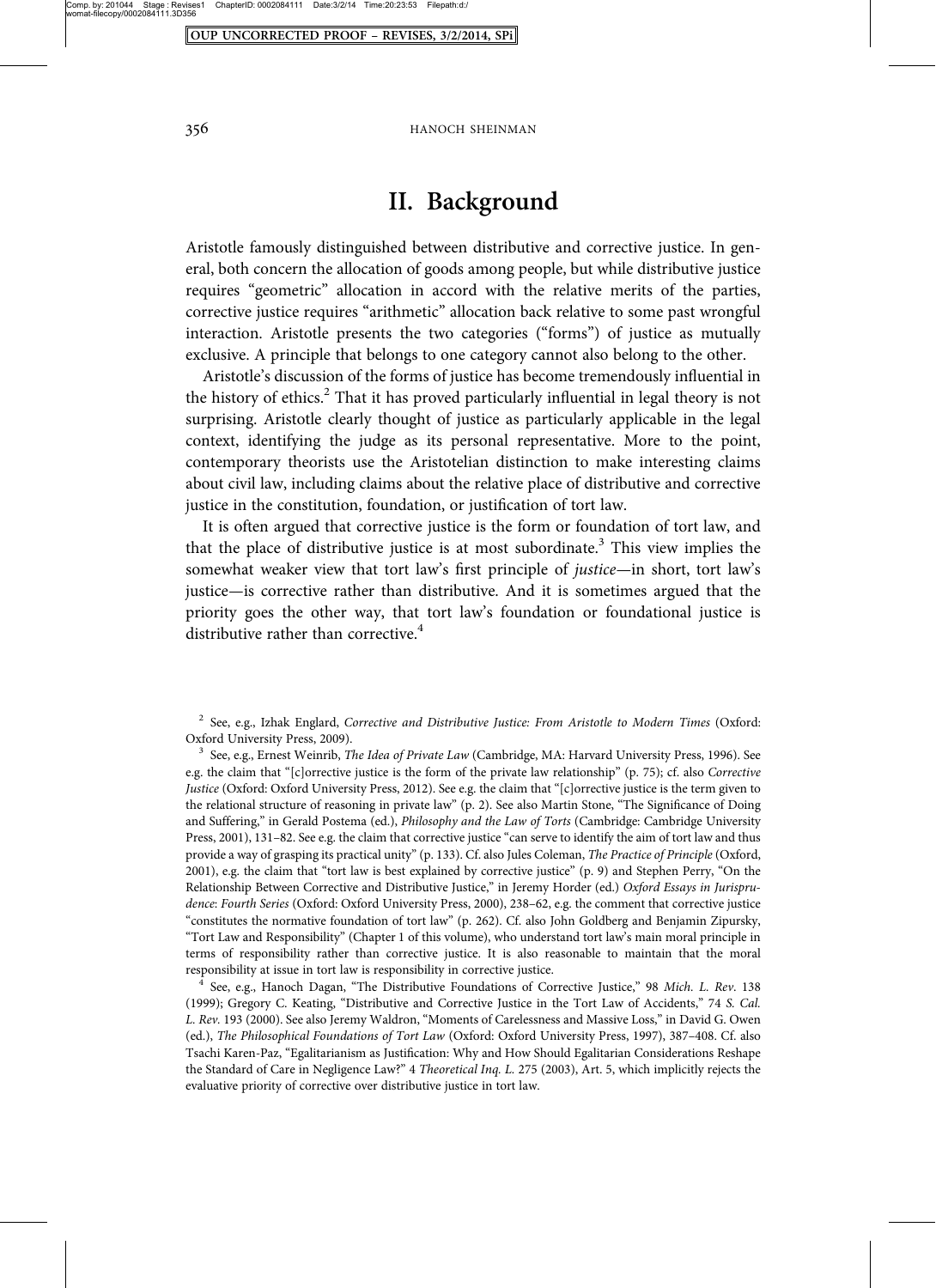## II. Background

Aristotle famously distinguished between distributive and corrective justice. In general, both concern the allocation of goods among people, but while distributive justice requires "geometric" allocation in accord with the relative merits of the parties, corrective justice requires "arithmetic" allocation back relative to some past wrongful interaction. Aristotle presents the two categories ("forms") of justice as mutually exclusive. A principle that belongs to one category cannot also belong to the other.

Aristotle's discussion of the forms of justice has become tremendously influential in the history of ethics.[2] That it has proved particularly influential in legal theory is not surprising. Aristotle clearly thought of justice as particularly applicable in the legal context, identifying the judge as its personal representative. More to the point, contemporary theorists use the Aristotelian distinction to make interesting claims about civil law, including claims about the relative place of distributive and corrective justice in the constitution, foundation, or justification of tort law.

It is often argued that corrective justice is the form or foundation of tort law, and that the place of distributive justice is at most subordinate.[3] This view implies the somewhat weaker view that tort law's first principle of *justice*—in short, tort law's justice—is corrective rather than distributive. And it is sometimes argued that the priority goes the other way, that tort law's foundation or foundational justice is distributive rather than corrective.[4]

---

[2] See, e.g., Izhak Englard, *Corrective and Distributive Justice: From Aristotle to Modern Times* (Oxford: Oxford University Press, 2009).

[3] See, e.g., Ernest Weinrib, *The Idea of Private Law* (Cambridge, MA: Harvard University Press, 1996). See e.g. the claim that "[c]orrective justice is the form of the private law relationship" (p. 75); cf. also *Corrective Justice* (Oxford: Oxford University Press, 2012). See e.g. the claim that "[c]orrective justice is the term given to the relational structure of reasoning in private law" (p. 2). See also Martin Stone, "The Significance of Doing and Suffering," in Gerald Postema (ed.), *Philosophy and the Law of Torts* (Cambridge: Cambridge University Press, 2001), 131–82. See e.g. the claim that corrective justice "can serve to identify the aim of tort law and thus provide a way of grasping its practical unity" (p. 133). Cf. also Jules Coleman, *The Practice of Principle* (Oxford, 2001), e.g. the claim that "tort law is best explained by corrective justice" (p. 9) and Stephen Perry, "On the Relationship Between Corrective and Distributive Justice," in Jeremy Horder (ed.) *Oxford Essays in Jurisprudence: Fourth Series* (Oxford: Oxford University Press, 2000), 238–62, e.g. the comment that corrective justice "constitutes the normative foundation of tort law" (p. 262). Cf. also John Goldberg and Benjamin Zipursky, "Tort Law and Responsibility" (Chapter 1 of this volume), who understand tort law's main moral principle in terms of responsibility rather than corrective justice. It is also reasonable to maintain that the moral responsibility at issue in tort law is responsibility in corrective justice.

[4] See, e.g., Hanoch Dagan, "The Distributive Foundations of Corrective Justice," 98 *Mich. L. Rev.* 138 (1999); Gregory C. Keating, "Distributive and Corrective Justice in the Tort Law of Accidents," 74 *S. Cal. L. Rev.* 193 (2000). See also Jeremy Waldron, "Moments of Carelessness and Massive Loss," in David G. Owen (ed.), *The Philosophical Foundations of Tort Law* (Oxford: Oxford University Press, 1997), 387–408. Cf. also Tsachi Karen-Paz, "Egalitarianism as Justification: Why and How Should Egalitarian Considerations Reshape the Standard of Care in Negligence Law?" 4 *Theoretical Inq. L.* 275 (2003), Art. 5, which implicitly rejects the evaluative priority of corrective over distributive justice in tort law.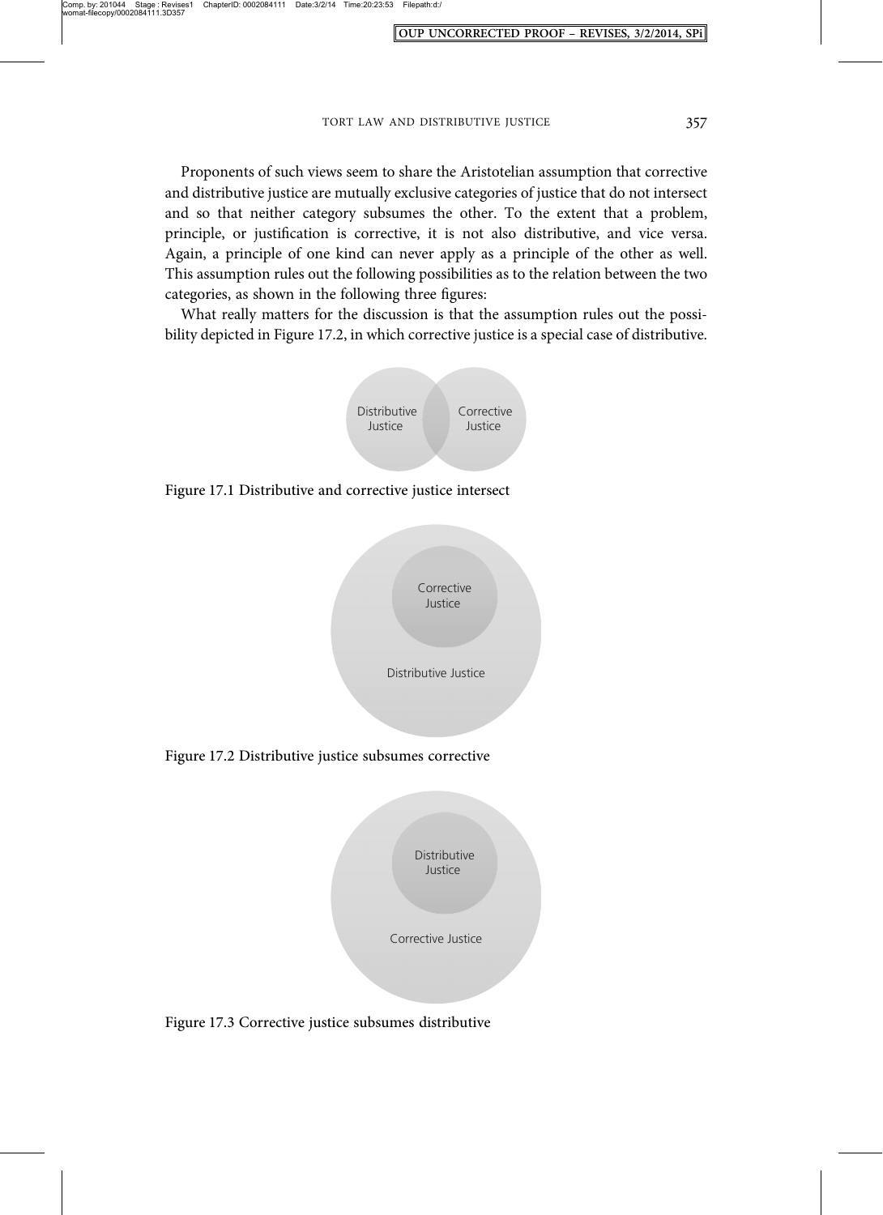Proponents of such views seem to share the Aristotelian assumption that corrective and distributive justice are mutually exclusive categories of justice that do not intersect and so that neither category subsumes the other. To the extent that a problem, principle, or justification is corrective, it is not also distributive, and vice versa. Again, a principle of one kind can never apply as a principle of the other as well. This assumption rules out the following possibilities as to the relation between the two categories, as shown in the following three figures:

What really matters for the discussion is that the assumption rules out the possibility depicted in Figure 17.2, in which corrective justice is a special case of distributive.

Distributive Justice

Corrective Justice

Figure 17.1 Distributive and corrective justice intersect

Corrective Justice

Distributive Justice

Figure 17.2 Distributive justice subsumes corrective

Distributive Justice

Corrective Justice

Figure 17.3 Corrective justice subsumes distributive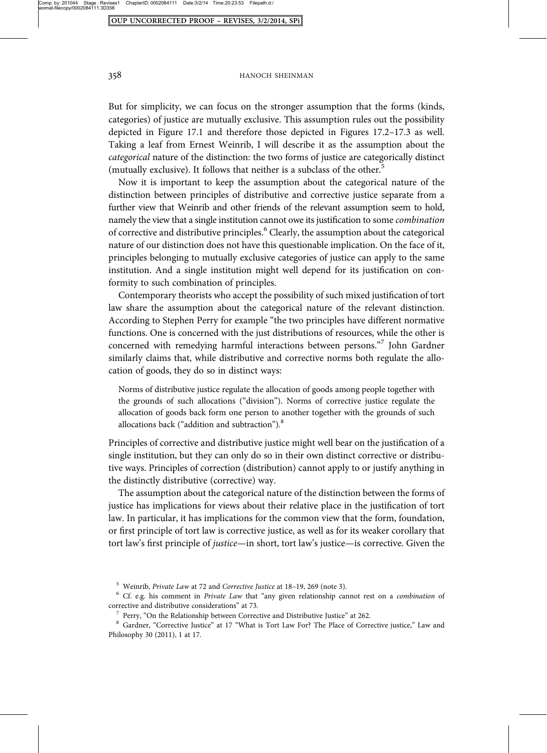But for simplicity, we can focus on the stronger assumption that the forms (kinds, categories) of justice are mutually exclusive. This assumption rules out the possibility depicted in Figure 17.1 and therefore those depicted in Figures 17.2–17.3 as well. Taking a leaf from Ernest Weinrib, I will describe it as the assumption about the *categorical* nature of the distinction: the two forms of justice are categorically distinct (mutually exclusive). It follows that neither is a subclass of the other.[5]

Now it is important to keep the assumption about the categorical nature of the distinction between principles of distributive and corrective justice separate from a further view that Weinrib and other friends of the relevant assumption seem to hold, namely the view that a single institution cannot owe its justification to some *combination* of corrective and distributive principles.[6] Clearly, the assumption about the categorical nature of our distinction does not have this questionable implication. On the face of it, principles belonging to mutually exclusive categories of justice can apply to the same institution. And a single institution might well depend for its justification on conformity to such combination of principles.

Contemporary theorists who accept the possibility of such mixed justification of tort law share the assumption about the categorical nature of the relevant distinction. According to Stephen Perry for example "the two principles have different normative functions. One is concerned with the just distributions of resources, while the other is concerned with remedying harmful interactions between persons."[7] John Gardner similarly claims that, while distributive and corrective norms both regulate the allocation of goods, they do so in distinct ways:

> Norms of distributive justice regulate the allocation of goods among people together with the grounds of such allocations ("division"). Norms of corrective justice regulate the allocation of goods back form one person to another together with the grounds of such allocations back ("addition and subtraction").[8]

Principles of corrective and distributive justice might well bear on the justification of a single institution, but they can only do so in their own distinct corrective or distributive ways. Principles of correction (distribution) cannot apply to or justify anything in the distinctly distributive (corrective) way.

The assumption about the categorical nature of the distinction between the forms of justice has implications for views about their relative place in the justification of tort law. In particular, it has implications for the common view that the form, foundation, or first principle of tort law is corrective justice, as well as for its weaker corollary that tort law's first principle of *justice*—in short, tort law's justice—is corrective. Given the

---

[5] Weinrib, *Private Law* at 72 and *Corrective Justice* at 18–19, 269 (note 3).

[6] Cf. e.g. his comment in *Private Law* that "any given relationship cannot rest on a *combination* of corrective and distributive considerations" at 73.

[7] Perry, "On the Relationship between Corrective and Distributive Justice" at 262.

[8] Gardner, "Corrective Justice" at 17 "What is Tort Law For? The Place of Corrective justice," Law and Philosophy 30 (2011), 1 at 17.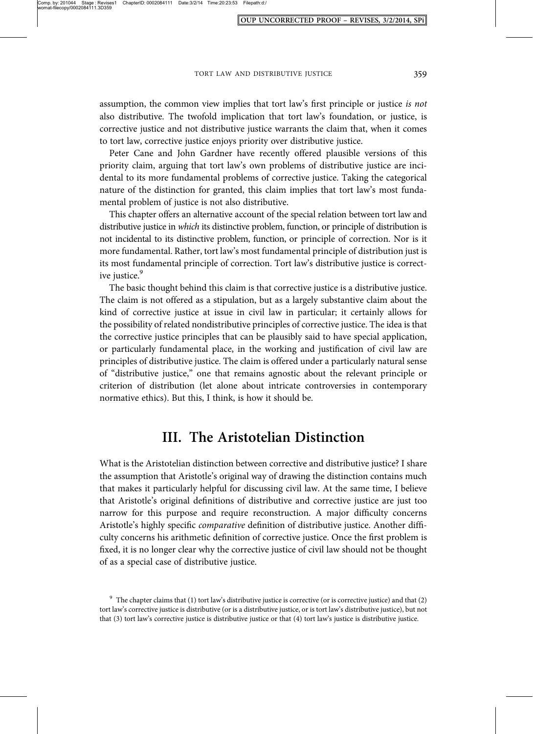assumption, the common view implies that tort law's first principle or justice *is not* also distributive. The twofold implication that tort law's foundation, or justice, is corrective justice and not distributive justice warrants the claim that, when it comes to tort law, corrective justice enjoys priority over distributive justice.

Peter Cane and John Gardner have recently offered plausible versions of this priority claim, arguing that tort law's own problems of distributive justice are incidental to its more fundamental problems of corrective justice. Taking the categorical nature of the distinction for granted, this claim implies that tort law's most fundamental problem of justice is not also distributive.

This chapter offers an alternative account of the special relation between tort law and distributive justice in *which* its distinctive problem, function, or principle of distribution is not incidental to its distinctive problem, function, or principle of correction. Nor is it more fundamental. Rather, tort law's most fundamental principle of distribution just is its most fundamental principle of correction. Tort law's distributive justice is corrective justice.[9]

The basic thought behind this claim is that corrective justice is a distributive justice. The claim is not offered as a stipulation, but as a largely substantive claim about the kind of corrective justice at issue in civil law in particular; it certainly allows for the possibility of related nondistributive principles of corrective justice. The idea is that the corrective justice principles that can be plausibly said to have special application, or particularly fundamental place, in the working and justification of civil law are principles of distributive justice. The claim is offered under a particularly natural sense of "distributive justice," one that remains agnostic about the relevant principle or criterion of distribution (let alone about intricate controversies in contemporary normative ethics). But this, I think, is how it should be.

## III. The Aristotelian Distinction

What is the Aristotelian distinction between corrective and distributive justice? I share the assumption that Aristotle's original way of drawing the distinction contains much that makes it particularly helpful for discussing civil law. At the same time, I believe that Aristotle's original definitions of distributive and corrective justice are just too narrow for this purpose and require reconstruction. A major difficulty concerns Aristotle's highly specific *comparative* definition of distributive justice. Another difficulty concerns his arithmetic definition of corrective justice. Once the first problem is fixed, it is no longer clear why the corrective justice of civil law should not be thought of as a special case of distributive justice.

[9] The chapter claims that (1) tort law's distributive justice is corrective (or is corrective justice) and that (2) tort law's corrective justice is distributive (or is a distributive justice, or is tort law's distributive justice), but not that (3) tort law's corrective justice is distributive justice or that (4) tort law's justice is distributive justice.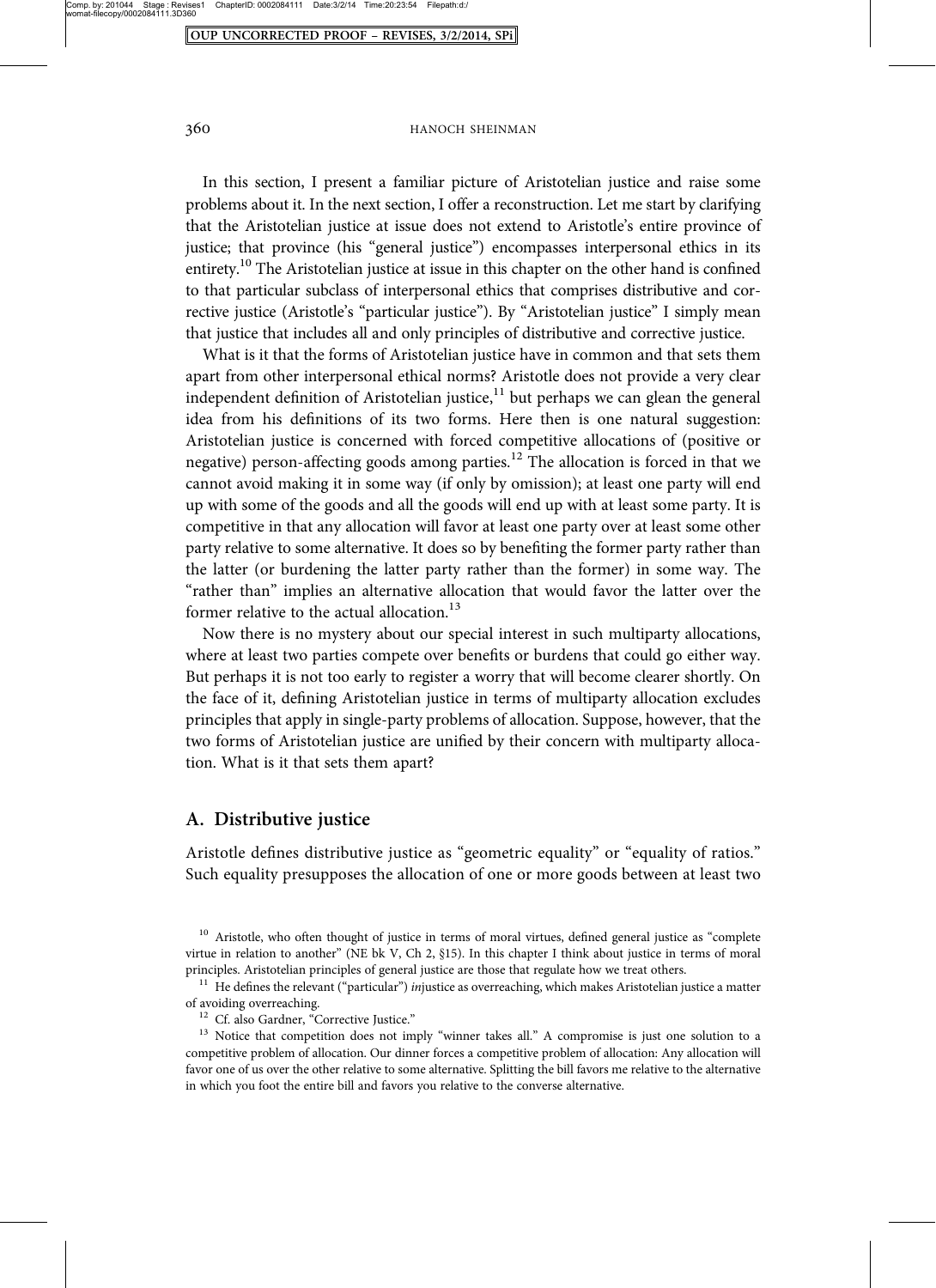In this section, I present a familiar picture of Aristotelian justice and raise some problems about it. In the next section, I offer a reconstruction. Let me start by clarifying that the Aristotelian justice at issue does not extend to Aristotle's entire province of justice; that province (his "general justice") encompasses interpersonal ethics in its entirety.[10] The Aristotelian justice at issue in this chapter on the other hand is confined to that particular subclass of interpersonal ethics that comprises distributive and corrective justice (Aristotle's "particular justice"). By "Aristotelian justice" I simply mean that justice that includes all and only principles of distributive and corrective justice.

What is it that the forms of Aristotelian justice have in common and that sets them apart from other interpersonal ethical norms? Aristotle does not provide a very clear independent definition of Aristotelian justice,[11] but perhaps we can glean the general idea from his definitions of its two forms. Here then is one natural suggestion: Aristotelian justice is concerned with forced competitive allocations of (positive or negative) person-affecting goods among parties.[12] The allocation is forced in that we cannot avoid making it in some way (if only by omission); at least one party will end up with some of the goods and all the goods will end up with at least some party. It is competitive in that any allocation will favor at least one party over at least some other party relative to some alternative. It does so by benefiting the former party rather than the latter (or burdening the latter party rather than the former) in some way. The "rather than" implies an alternative allocation that would favor the latter over the former relative to the actual allocation.[13]

Now there is no mystery about our special interest in such multiparty allocations, where at least two parties compete over benefits or burdens that could go either way. But perhaps it is not too early to register a worry that will become clearer shortly. On the face of it, defining Aristotelian justice in terms of multiparty allocation excludes principles that apply in single-party problems of allocation. Suppose, however, that the two forms of Aristotelian justice are unified by their concern with multiparty allocation. What is it that sets them apart?

## A. Distributive justice

Aristotle defines distributive justice as "geometric equality" or "equality of ratios." Such equality presupposes the allocation of one or more goods between at least two

---

[10] Aristotle, who often thought of justice in terms of moral virtues, defined general justice as "complete virtue in relation to another" (NE bk V, Ch 2, §15). In this chapter I think about justice in terms of moral principles. Aristotelian principles of general justice are those that regulate how we treat others.

[11] He defines the relevant ("particular") *in*justice as overreaching, which makes Aristotelian justice a matter of avoiding overreaching.

[12] Cf. also Gardner, "Corrective Justice."

[13] Notice that competition does not imply "winner takes all." A compromise is just one solution to a competitive problem of allocation. Our dinner forces a competitive problem of allocation: Any allocation will favor one of us over the other relative to some alternative. Splitting the bill favors me relative to the alternative in which you foot the entire bill and favors you relative to the converse alternative.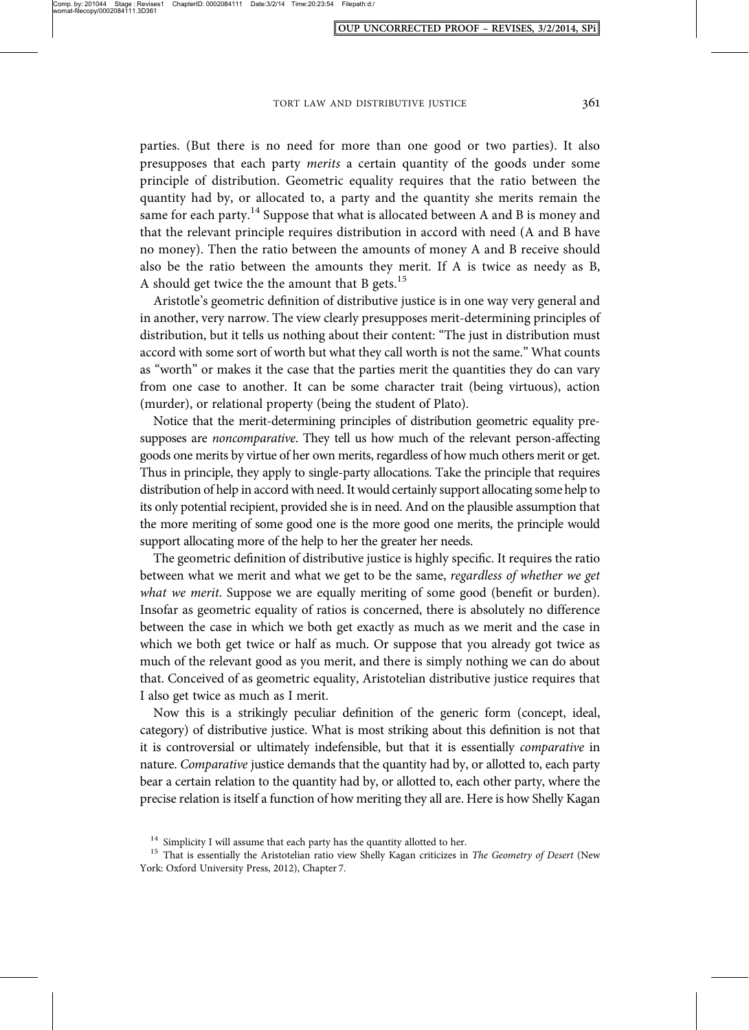parties. (But there is no need for more than one good or two parties). It also presupposes that each party *merits* a certain quantity of the goods under some principle of distribution. Geometric equality requires that the ratio between the quantity had by, or allocated to, a party and the quantity she merits remain the same for each party.[14] Suppose that what is allocated between A and B is money and that the relevant principle requires distribution in accord with need (A and B have no money). Then the ratio between the amounts of money A and B receive should also be the ratio between the amounts they merit. If A is twice as needy as B, A should get twice the the amount that B gets.[15]

Aristotle's geometric definition of distributive justice is in one way very general and in another, very narrow. The view clearly presupposes merit-determining principles of distribution, but it tells us nothing about their content: "The just in distribution must accord with some sort of worth but what they call worth is not the same." What counts as "worth" or makes it the case that the parties merit the quantities they do can vary from one case to another. It can be some character trait (being virtuous), action (murder), or relational property (being the student of Plato).

Notice that the merit-determining principles of distribution geometric equality presupposes are *noncomparative*. They tell us how much of the relevant person-affecting goods one merits by virtue of her own merits, regardless of how much others merit or get. Thus in principle, they apply to single-party allocations. Take the principle that requires distribution of help in accord with need. It would certainly support allocating some help to its only potential recipient, provided she is in need. And on the plausible assumption that the more meriting of some good one is the more good one merits, the principle would support allocating more of the help to her the greater her needs.

The geometric definition of distributive justice is highly specific. It requires the ratio between what we merit and what we get to be the same, *regardless of whether we get what we merit*. Suppose we are equally meriting of some good (benefit or burden). Insofar as geometric equality of ratios is concerned, there is absolutely no difference between the case in which we both get exactly as much as we merit and the case in which we both get twice or half as much. Or suppose that you already got twice as much of the relevant good as you merit, and there is simply nothing we can do about that. Conceived of as geometric equality, Aristotelian distributive justice requires that I also get twice as much as I merit.

Now this is a strikingly peculiar definition of the generic form (concept, ideal, category) of distributive justice. What is most striking about this definition is not that it is controversial or ultimately indefensible, but that it is essentially *comparative* in nature. *Comparative* justice demands that the quantity had by, or allotted to, each party bear a certain relation to the quantity had by, or allotted to, each other party, where the precise relation is itself a function of how meriting they all are. Here is how Shelly Kagan

[14] Simplicity I will assume that each party has the quantity allotted to her.

[15] That is essentially the Aristotelian ratio view Shelly Kagan criticizes in *The Geometry of Desert* (New York: Oxford University Press, 2012), Chapter 7.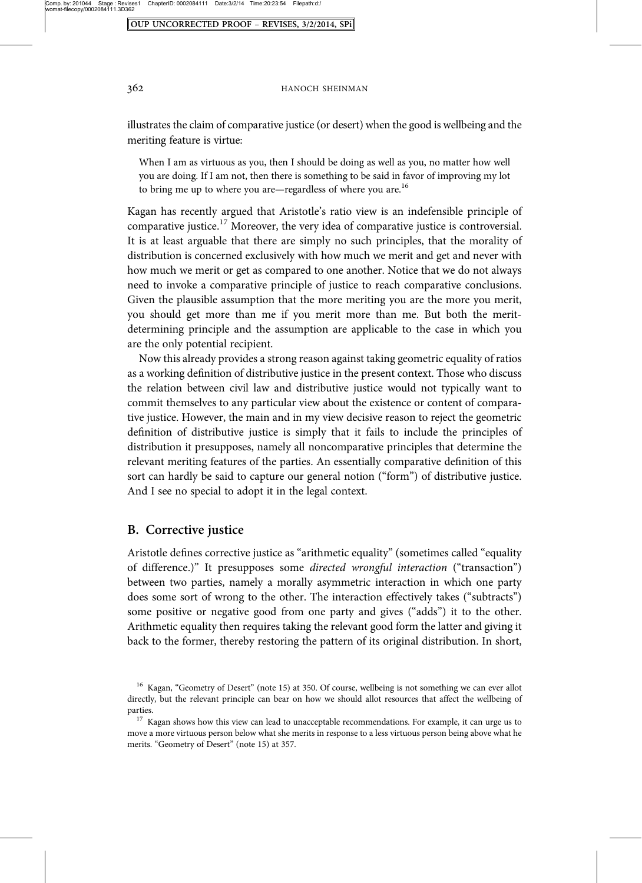illustrates the claim of comparative justice (or desert) when the good is wellbeing and the meriting feature is virtue:

> When I am as virtuous as you, then I should be doing as well as you, no matter how well you are doing. If I am not, then there is something to be said in favor of improving my lot to bring me up to where you are—regardless of where you are.[16]

Kagan has recently argued that Aristotle's ratio view is an indefensible principle of comparative justice.[17] Moreover, the very idea of comparative justice is controversial. It is at least arguable that there are simply no such principles, that the morality of distribution is concerned exclusively with how much we merit and get and never with how much we merit or get as compared to one another. Notice that we do not always need to invoke a comparative principle of justice to reach comparative conclusions. Given the plausible assumption that the more meriting you are the more you merit, you should get more than me if you merit more than me. But both the merit-determining principle and the assumption are applicable to the case in which you are the only potential recipient.

Now this already provides a strong reason against taking geometric equality of ratios as a working definition of distributive justice in the present context. Those who discuss the relation between civil law and distributive justice would not typically want to commit themselves to any particular view about the existence or content of comparative justice. However, the main and in my view decisive reason to reject the geometric definition of distributive justice is simply that it fails to include the principles of distribution it presupposes, namely all noncomparative principles that determine the relevant meriting features of the parties. An essentially comparative definition of this sort can hardly be said to capture our general notion ("form") of distributive justice. And I see no special to adopt it in the legal context.

## B. Corrective justice

Aristotle defines corrective justice as "arithmetic equality" (sometimes called "equality of difference.)" It presupposes some *directed wrongful interaction* ("transaction") between two parties, namely a morally asymmetric interaction in which one party does some sort of wrong to the other. The interaction effectively takes ("subtracts") some positive or negative good from one party and gives ("adds") it to the other. Arithmetic equality then requires taking the relevant good form the latter and giving it back to the former, thereby restoring the pattern of its original distribution. In short,

---

[16] Kagan, "Geometry of Desert" (note 15) at 350. Of course, wellbeing is not something we can ever allot directly, but the relevant principle can bear on how we should allot resources that affect the wellbeing of parties.

[17] Kagan shows how this view can lead to unacceptable recommendations. For example, it can urge us to move a more virtuous person below what she merits in response to a less virtuous person being above what he merits. "Geometry of Desert" (note 15) at 357.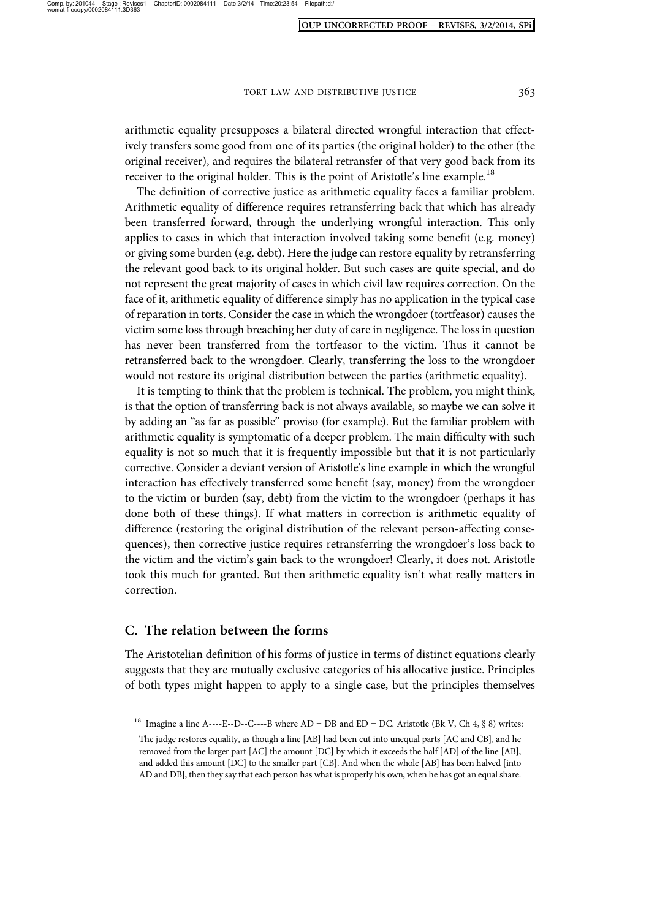arithmetic equality presupposes a bilateral directed wrongful interaction that effectively transfers some good from one of its parties (the original holder) to the other (the original receiver), and requires the bilateral retransfer of that very good back from its receiver to the original holder. This is the point of Aristotle's line example.[18]

The definition of corrective justice as arithmetic equality faces a familiar problem. Arithmetic equality of difference requires retransferring back that which has already been transferred forward, through the underlying wrongful interaction. This only applies to cases in which that interaction involved taking some benefit (e.g. money) or giving some burden (e.g. debt). Here the judge can restore equality by retransferring the relevant good back to its original holder. But such cases are quite special, and do not represent the great majority of cases in which civil law requires correction. On the face of it, arithmetic equality of difference simply has no application in the typical case of reparation in torts. Consider the case in which the wrongdoer (tortfeasor) causes the victim some loss through breaching her duty of care in negligence. The loss in question has never been transferred from the tortfeasor to the victim. Thus it cannot be retransferred back to the wrongdoer. Clearly, transferring the loss to the wrongdoer would not restore its original distribution between the parties (arithmetic equality).

It is tempting to think that the problem is technical. The problem, you might think, is that the option of transferring back is not always available, so maybe we can solve it by adding an "as far as possible" proviso (for example). But the familiar problem with arithmetic equality is symptomatic of a deeper problem. The main difficulty with such equality is not so much that it is frequently impossible but that it is not particularly corrective. Consider a deviant version of Aristotle's line example in which the wrongful interaction has effectively transferred some benefit (say, money) from the wrongdoer to the victim or burden (say, debt) from the victim to the wrongdoer (perhaps it has done both of these things). If what matters in correction is arithmetic equality of difference (restoring the original distribution of the relevant person-affecting consequences), then corrective justice requires retransferring the wrongdoer's loss back to the victim and the victim's gain back to the wrongdoer! Clearly, it does not. Aristotle took this much for granted. But then arithmetic equality isn't what really matters in correction.

## C. The relation between the forms

The Aristotelian definition of his forms of justice in terms of distinct equations clearly suggests that they are mutually exclusive categories of his allocative justice. Principles of both types might happen to apply to a single case, but the principles themselves

---

[18] Imagine a line A----E--D--C----B where AD = DB and ED = DC. Aristotle (Bk V, Ch 4, § 8) writes:

The judge restores equality, as though a line [AB] had been cut into unequal parts [AC and CB], and he removed from the larger part [AC] the amount [DC] by which it exceeds the half [AD] of the line [AB], and added this amount [DC] to the smaller part [CB]. And when the whole [AB] has been halved [into AD and DB], then they say that each person has what is properly his own, when he has got an equal share.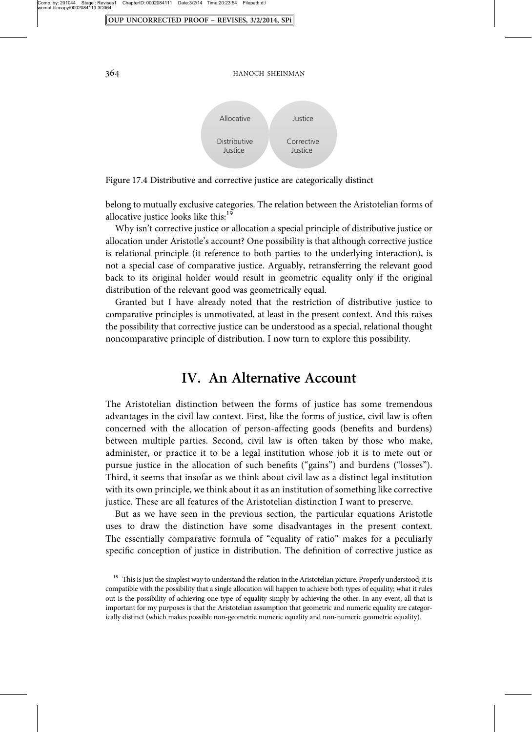Allocative

Justice

Distributive Justice

Corrective Justice

Figure 17.4 Distributive and corrective justice are categorically distinct

belong to mutually exclusive categories. The relation between the Aristotelian forms of allocative justice looks like this:[19]

Why isn't corrective justice or allocation a special principle of distributive justice or allocation under Aristotle's account? One possibility is that although corrective justice is relational principle (it reference to both parties to the underlying interaction), is not a special case of comparative justice. Arguably, retransferring the relevant good back to its original holder would result in geometric equality only if the original distribution of the relevant good was geometrically equal.

Granted but I have already noted that the restriction of distributive justice to comparative principles is unmotivated, at least in the present context. And this raises the possibility that corrective justice can be understood as a special, relational thought noncomparative principle of distribution. I now turn to explore this possibility.

## IV. An Alternative Account

The Aristotelian distinction between the forms of justice has some tremendous advantages in the civil law context. First, like the forms of justice, civil law is often concerned with the allocation of person-affecting goods (benefits and burdens) between multiple parties. Second, civil law is often taken by those who make, administer, or practice it to be a legal institution whose job it is to mete out or pursue justice in the allocation of such benefits ("gains") and burdens ("losses"). Third, it seems that insofar as we think about civil law as a distinct legal institution with its own principle, we think about it as an institution of something like corrective justice. These are all features of the Aristotelian distinction I want to preserve.

But as we have seen in the previous section, the particular equations Aristotle uses to draw the distinction have some disadvantages in the present context. The essentially comparative formula of "equality of ratio" makes for a peculiarly specific conception of justice in distribution. The definition of corrective justice as

[19] This is just the simplest way to understand the relation in the Aristotelian picture. Properly understood, it is compatible with the possibility that a single allocation will happen to achieve both types of equality; what it rules out is the possibility of achieving one type of equality simply by achieving the other. In any event, all that is important for my purposes is that the Aristotelian assumption that geometric and numeric equality are categorically distinct (which makes possible non-geometric numeric equality and non-numeric geometric equality).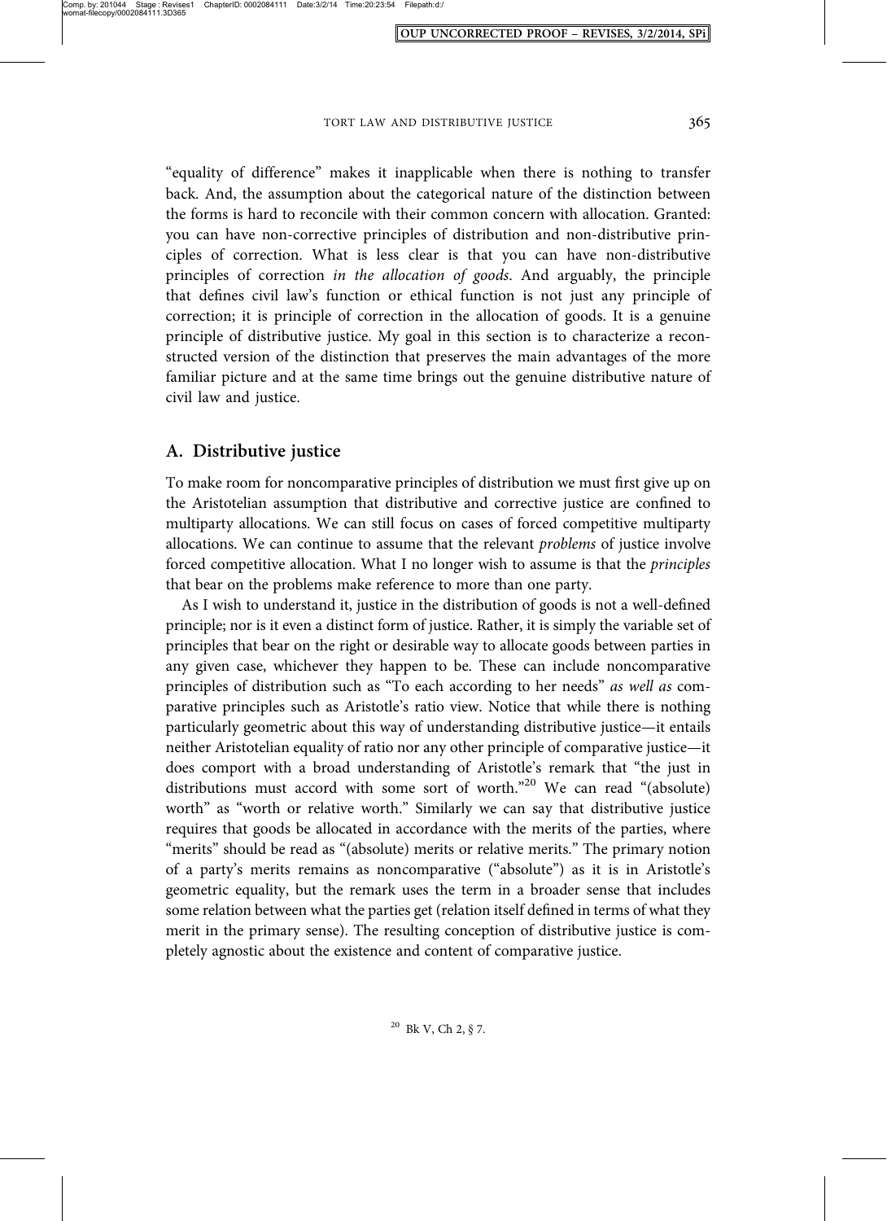"equality of difference" makes it inapplicable when there is nothing to transfer back. And, the assumption about the categorical nature of the distinction between the forms is hard to reconcile with their common concern with allocation. Granted: you can have non-corrective principles of distribution and non-distributive principles of correction. What is less clear is that you can have non-distributive principles of correction *in the allocation of goods*. And arguably, the principle that defines civil law's function or ethical function is not just any principle of correction; it is principle of correction in the allocation of goods. It is a genuine principle of distributive justice. My goal in this section is to characterize a reconstructed version of the distinction that preserves the main advantages of the more familiar picture and at the same time brings out the genuine distributive nature of civil law and justice.

## A. Distributive justice

To make room for noncomparative principles of distribution we must first give up on the Aristotelian assumption that distributive and corrective justice are confined to multiparty allocations. We can still focus on cases of forced competitive multiparty allocations. We can continue to assume that the relevant *problems* of justice involve forced competitive allocation. What I no longer wish to assume is that the *principles* that bear on the problems make reference to more than one party.

As I wish to understand it, justice in the distribution of goods is not a well-defined principle; nor is it even a distinct form of justice. Rather, it is simply the variable set of principles that bear on the right or desirable way to allocate goods between parties in any given case, whichever they happen to be. These can include noncomparative principles of distribution such as "To each according to her needs" *as well as* comparative principles such as Aristotle's ratio view. Notice that while there is nothing particularly geometric about this way of understanding distributive justice—it entails neither Aristotelian equality of ratio nor any other principle of comparative justice—it does comport with a broad understanding of Aristotle's remark that "the just in distributions must accord with some sort of worth."[20] We can read "(absolute) worth" as "worth or relative worth." Similarly we can say that distributive justice requires that goods be allocated in accordance with the merits of the parties, where "merits" should be read as "(absolute) merits or relative merits." The primary notion of a party's merits remains as noncomparative ("absolute") as it is in Aristotle's geometric equality, but the remark uses the term in a broader sense that includes some relation between what the parties get (relation itself defined in terms of what they merit in the primary sense). The resulting conception of distributive justice is completely agnostic about the existence and content of comparative justice.

[20] Bk V, Ch 2, § 7.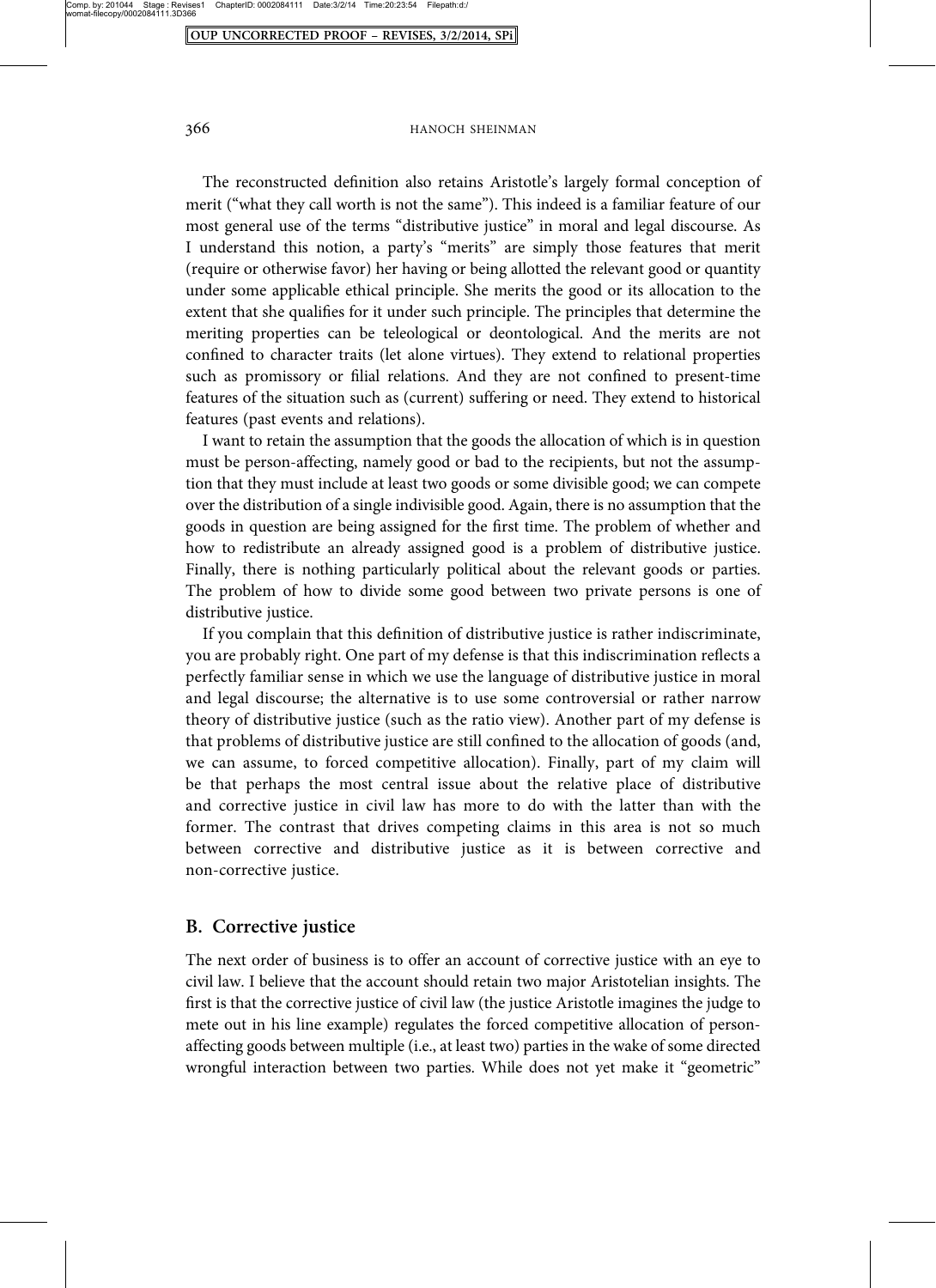The reconstructed definition also retains Aristotle's largely formal conception of merit ("what they call worth is not the same"). This indeed is a familiar feature of our most general use of the terms "distributive justice" in moral and legal discourse. As I understand this notion, a party's "merits" are simply those features that merit (require or otherwise favor) her having or being allotted the relevant good or quantity under some applicable ethical principle. She merits the good or its allocation to the extent that she qualifies for it under such principle. The principles that determine the meriting properties can be teleological or deontological. And the merits are not confined to character traits (let alone virtues). They extend to relational properties such as promissory or filial relations. And they are not confined to present-time features of the situation such as (current) suffering or need. They extend to historical features (past events and relations).

I want to retain the assumption that the goods the allocation of which is in question must be person-affecting, namely good or bad to the recipients, but not the assumption that they must include at least two goods or some divisible good; we can compete over the distribution of a single indivisible good. Again, there is no assumption that the goods in question are being assigned for the first time. The problem of whether and how to redistribute an already assigned good is a problem of distributive justice. Finally, there is nothing particularly political about the relevant goods or parties. The problem of how to divide some good between two private persons is one of distributive justice.

If you complain that this definition of distributive justice is rather indiscriminate, you are probably right. One part of my defense is that this indiscrimination reflects a perfectly familiar sense in which we use the language of distributive justice in moral and legal discourse; the alternative is to use some controversial or rather narrow theory of distributive justice (such as the ratio view). Another part of my defense is that problems of distributive justice are still confined to the allocation of goods (and, we can assume, to forced competitive allocation). Finally, part of my claim will be that perhaps the most central issue about the relative place of distributive and corrective justice in civil law has more to do with the latter than with the former. The contrast that drives competing claims in this area is not so much between corrective and distributive justice as it is between corrective and non-corrective justice.

## B. Corrective justice

The next order of business is to offer an account of corrective justice with an eye to civil law. I believe that the account should retain two major Aristotelian insights. The first is that the corrective justice of civil law (the justice Aristotle imagines the judge to mete out in his line example) regulates the forced competitive allocation of person-affecting goods between multiple (i.e., at least two) parties in the wake of some directed wrongful interaction between two parties. While does not yet make it "geometric"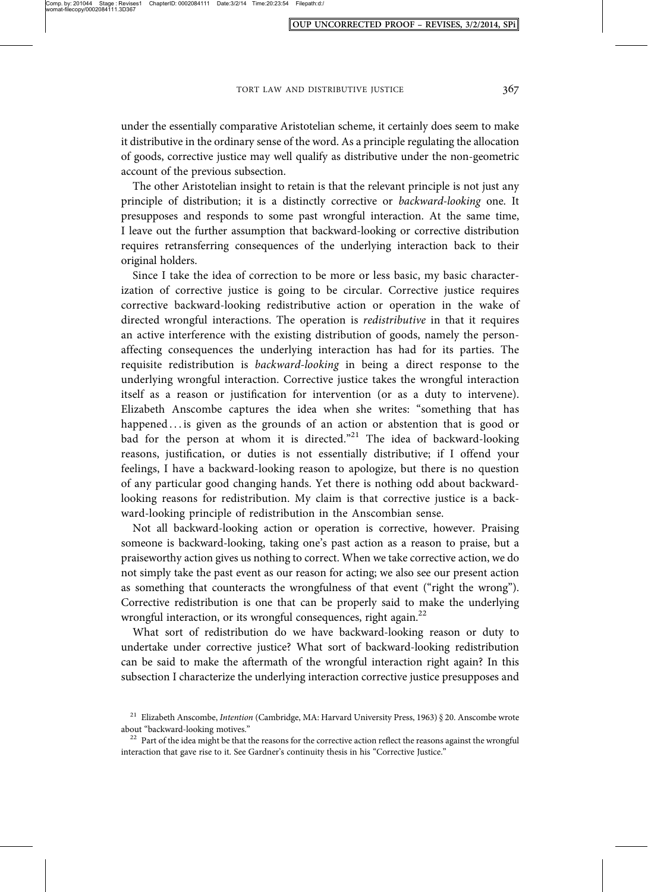under the essentially comparative Aristotelian scheme, it certainly does seem to make it distributive in the ordinary sense of the word. As a principle regulating the allocation of goods, corrective justice may well qualify as distributive under the non-geometric account of the previous subsection.

The other Aristotelian insight to retain is that the relevant principle is not just any principle of distribution; it is a distinctly corrective or *backward-looking* one. It presupposes and responds to some past wrongful interaction. At the same time, I leave out the further assumption that backward-looking or corrective distribution requires retransferring consequences of the underlying interaction back to their original holders.

Since I take the idea of correction to be more or less basic, my basic characterization of corrective justice is going to be circular. Corrective justice requires corrective backward-looking redistributive action or operation in the wake of directed wrongful interactions. The operation is *redistributive* in that it requires an active interference with the existing distribution of goods, namely the person-affecting consequences the underlying interaction has had for its parties. The requisite redistribution is *backward-looking* in being a direct response to the underlying wrongful interaction. Corrective justice takes the wrongful interaction itself as a reason or justification for intervention (or as a duty to intervene). Elizabeth Anscombe captures the idea when she writes: "something that has happened . . . is given as the grounds of an action or abstention that is good or bad for the person at whom it is directed."[21] The idea of backward-looking reasons, justification, or duties is not essentially distributive; if I offend your feelings, I have a backward-looking reason to apologize, but there is no question of any particular good changing hands. Yet there is nothing odd about backward-looking reasons for redistribution. My claim is that corrective justice is a backward-looking principle of redistribution in the Anscombian sense.

Not all backward-looking action or operation is corrective, however. Praising someone is backward-looking, taking one's past action as a reason to praise, but a praiseworthy action gives us nothing to correct. When we take corrective action, we do not simply take the past event as our reason for acting; we also see our present action as something that counteracts the wrongfulness of that event ("right the wrong"). Corrective redistribution is one that can be properly said to make the underlying wrongful interaction, or its wrongful consequences, right again.[22]

What sort of redistribution do we have backward-looking reason or duty to undertake under corrective justice? What sort of backward-looking redistribution can be said to make the aftermath of the wrongful interaction right again? In this subsection I characterize the underlying interaction corrective justice presupposes and

[21] Elizabeth Anscombe, *Intention* (Cambridge, MA: Harvard University Press, 1963) § 20. Anscombe wrote about "backward-looking motives."

[22] Part of the idea might be that the reasons for the corrective action reflect the reasons against the wrongful interaction that gave rise to it. See Gardner's continuity thesis in his "Corrective Justice."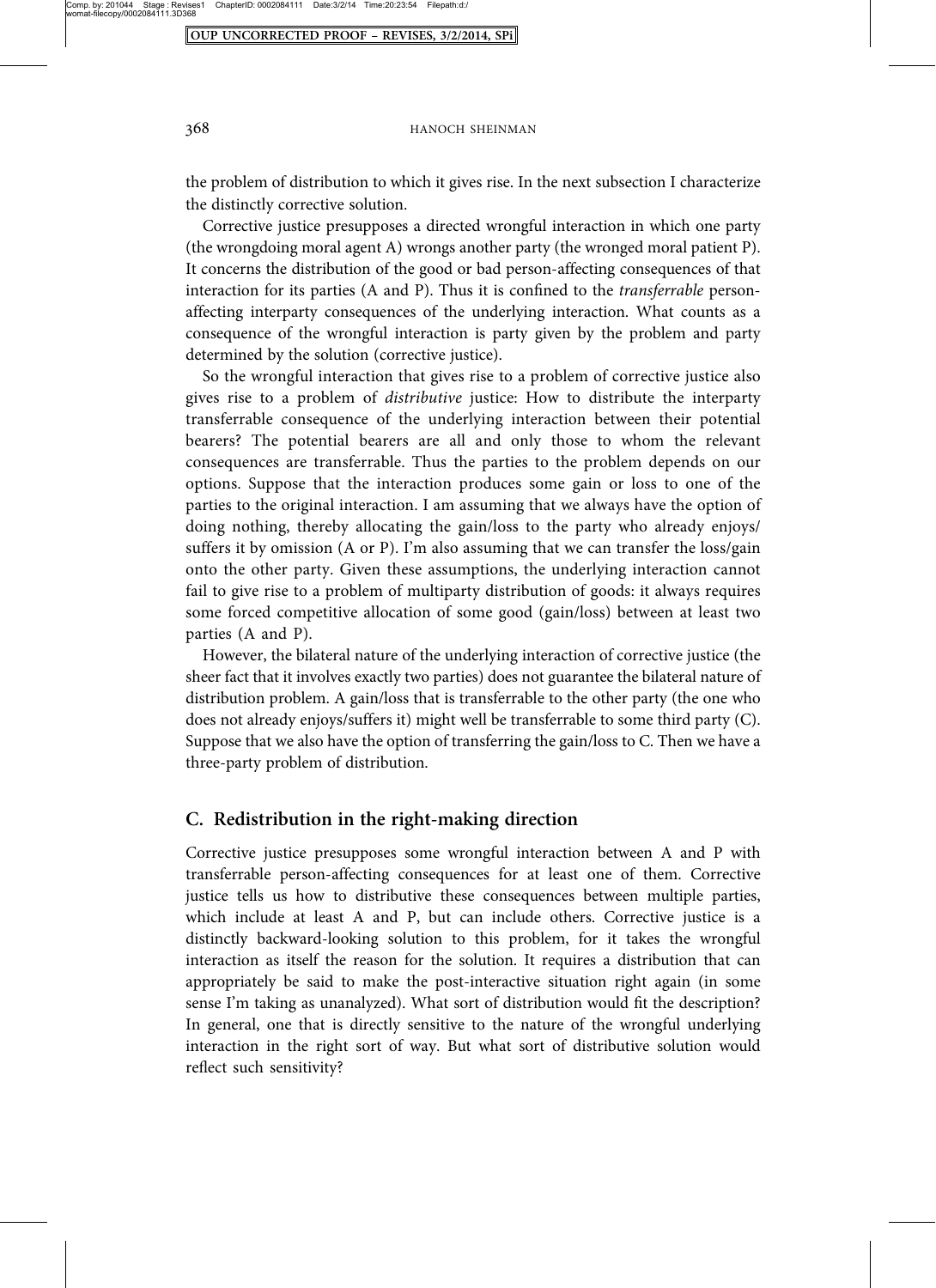the problem of distribution to which it gives rise. In the next subsection I characterize the distinctly corrective solution.

Corrective justice presupposes a directed wrongful interaction in which one party (the wrongdoing moral agent A) wrongs another party (the wronged moral patient P). It concerns the distribution of the good or bad person-affecting consequences of that interaction for its parties (A and P). Thus it is confined to the *transferrable* person-affecting interparty consequences of the underlying interaction. What counts as a consequence of the wrongful interaction is party given by the problem and party determined by the solution (corrective justice).

So the wrongful interaction that gives rise to a problem of corrective justice also gives rise to a problem of *distributive* justice: How to distribute the interparty transferrable consequence of the underlying interaction between their potential bearers? The potential bearers are all and only those to whom the relevant consequences are transferrable. Thus the parties to the problem depends on our options. Suppose that the interaction produces some gain or loss to one of the parties to the original interaction. I am assuming that we always have the option of doing nothing, thereby allocating the gain/loss to the party who already enjoys/suffers it by omission (A or P). I'm also assuming that we can transfer the loss/gain onto the other party. Given these assumptions, the underlying interaction cannot fail to give rise to a problem of multiparty distribution of goods: it always requires some forced competitive allocation of some good (gain/loss) between at least two parties (A and P).

However, the bilateral nature of the underlying interaction of corrective justice (the sheer fact that it involves exactly two parties) does not guarantee the bilateral nature of distribution problem. A gain/loss that is transferrable to the other party (the one who does not already enjoys/suffers it) might well be transferrable to some third party (C). Suppose that we also have the option of transferring the gain/loss to C. Then we have a three-party problem of distribution.

## C. Redistribution in the right-making direction

Corrective justice presupposes some wrongful interaction between A and P with transferrable person-affecting consequences for at least one of them. Corrective justice tells us how to distributive these consequences between multiple parties, which include at least A and P, but can include others. Corrective justice is a distinctly backward-looking solution to this problem, for it takes the wrongful interaction as itself the reason for the solution. It requires a distribution that can appropriately be said to make the post-interactive situation right again (in some sense I'm taking as unanalyzed). What sort of distribution would fit the description? In general, one that is directly sensitive to the nature of the wrongful underlying interaction in the right sort of way. But what sort of distributive solution would reflect such sensitivity?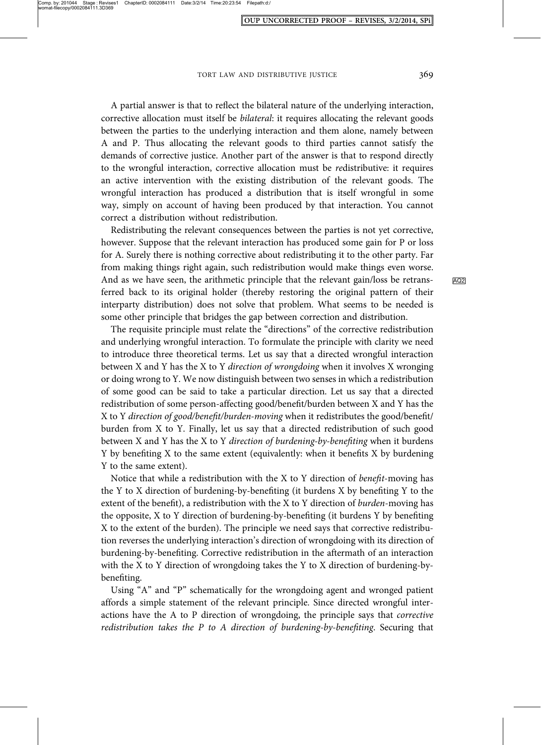A partial answer is that to reflect the bilateral nature of the underlying interaction, corrective allocation must itself be *bilateral*: it requires allocating the relevant goods between the parties to the underlying interaction and them alone, namely between A and P. Thus allocating the relevant goods to third parties cannot satisfy the demands of corrective justice. Another part of the answer is that to respond directly to the wrongful interaction, corrective allocation must be *re*distributive: it requires an active intervention with the existing distribution of the relevant goods. The wrongful interaction has produced a distribution that is itself wrongful in some way, simply on account of having been produced by that interaction. You cannot correct a distribution without redistribution.

Redistributing the relevant consequences between the parties is not yet corrective, however. Suppose that the relevant interaction has produced some gain for P or loss for A. Surely there is nothing corrective about redistributing it to the other party. Far from making things right again, such redistribution would make things even worse. And as we have seen, the arithmetic principle that the relevant gain/loss be retransferred back to its original holder (thereby restoring the original pattern of their interparty distribution) does not solve that problem. What seems to be needed is some other principle that bridges the gap between correction and distribution.

The requisite principle must relate the "directions" of the corrective redistribution and underlying wrongful interaction. To formulate the principle with clarity we need to introduce three theoretical terms. Let us say that a directed wrongful interaction between X and Y has the X to Y *direction of wrongdoing* when it involves X wronging or doing wrong to Y. We now distinguish between two senses in which a redistribution of some good can be said to take a particular direction. Let us say that a directed redistribution of some person-affecting good/benefit/burden between X and Y has the X to Y *direction of good/benefit/burden-moving* when it redistributes the good/benefit/burden from X to Y. Finally, let us say that a directed redistribution of such good between X and Y has the X to Y *direction of burdening-by-benefiting* when it burdens Y by benefiting X to the same extent (equivalently: when it benefits X by burdening Y to the same extent).

Notice that while a redistribution with the X to Y direction of *benefit*-moving has the Y to X direction of burdening-by-benefiting (it burdens X by benefiting Y to the extent of the benefit), a redistribution with the X to Y direction of *burden*-moving has the opposite, X to Y direction of burdening-by-benefiting (it burdens Y by benefiting X to the extent of the burden). The principle we need says that corrective redistribution reverses the underlying interaction's direction of wrongdoing with its direction of burdening-by-benefiting. Corrective redistribution in the aftermath of an interaction with the X to Y direction of wrongdoing takes the Y to X direction of burdening-by-benefiting.

Using "A" and "P" schematically for the wrongdoing agent and wronged patient affords a simple statement of the relevant principle. Since directed wrongful interactions have the A to P direction of wrongdoing, the principle says that *corrective redistribution takes the P to A direction of burdening-by-benefiting*. Securing that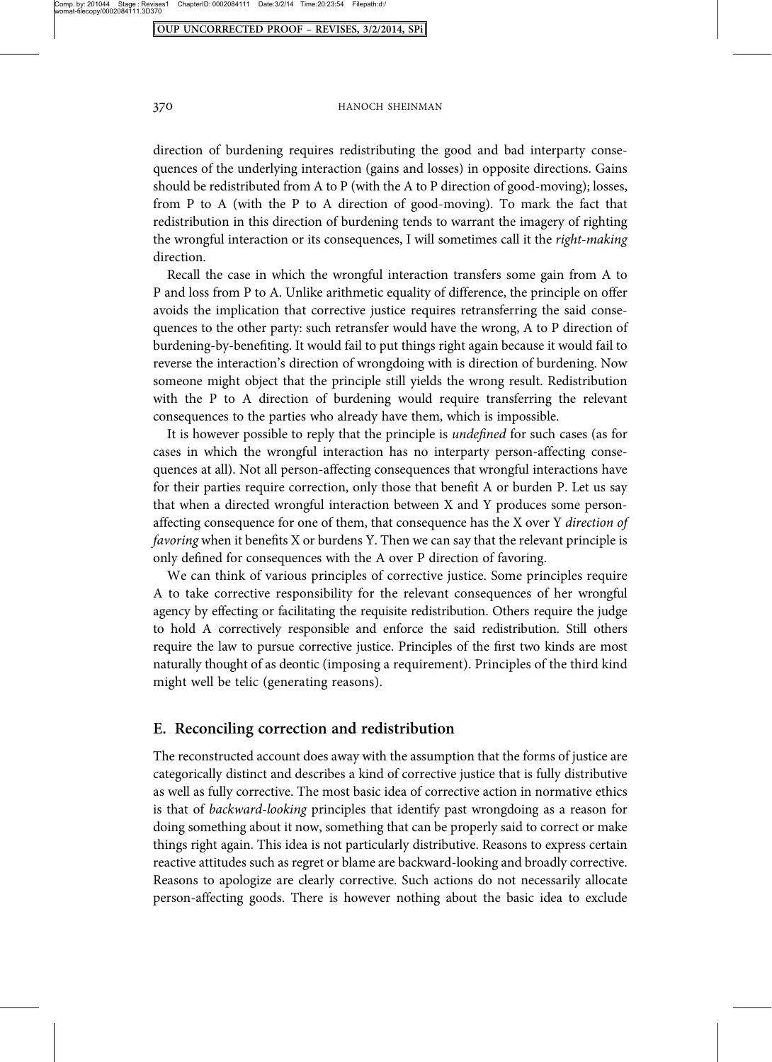direction of burdening requires redistributing the good and bad interparty consequences of the underlying interaction (gains and losses) in opposite directions. Gains should be redistributed from A to P (with the A to P direction of good-moving); losses, from P to A (with the P to A direction of good-moving). To mark the fact that redistribution in this direction of burdening tends to warrant the imagery of righting the wrongful interaction or its consequences, I will sometimes call it the *right-making* direction.

Recall the case in which the wrongful interaction transfers some gain from A to P and loss from P to A. Unlike arithmetic equality of difference, the principle on offer avoids the implication that corrective justice requires retransferring the said consequences to the other party: such retransfer would have the wrong, A to P direction of burdening-by-benefiting. It would fail to put things right again because it would fail to reverse the interaction's direction of wrongdoing with is direction of burdening. Now someone might object that the principle still yields the wrong result. Redistribution with the P to A direction of burdening would require transferring the relevant consequences to the parties who already have them, which is impossible.

It is however possible to reply that the principle is *undefined* for such cases (as for cases in which the wrongful interaction has no interparty person-affecting consequences at all). Not all person-affecting consequences that wrongful interactions have for their parties require correction, only those that benefit A or burden P. Let us say that when a directed wrongful interaction between X and Y produces some person-affecting consequence for one of them, that consequence has the X over Y *direction of favoring* when it benefits X or burdens Y. Then we can say that the relevant principle is only defined for consequences with the A over P direction of favoring.

We can think of various principles of corrective justice. Some principles require A to take corrective responsibility for the relevant consequences of her wrongful agency by effecting or facilitating the requisite redistribution. Others require the judge to hold A correctively responsible and enforce the said redistribution. Still others require the law to pursue corrective justice. Principles of the first two kinds are most naturally thought of as deontic (imposing a requirement). Principles of the third kind might well be telic (generating reasons).

## E. Reconciling correction and redistribution

The reconstructed account does away with the assumption that the forms of justice are categorically distinct and describes a kind of corrective justice that is fully distributive as well as fully corrective. The most basic idea of corrective action in normative ethics is that of *backward-looking* principles that identify past wrongdoing as a reason for doing something about it now, something that can be properly said to correct or make things right again. This idea is not particularly distributive. Reasons to express certain reactive attitudes such as regret or blame are backward-looking and broadly corrective. Reasons to apologize are clearly corrective. Such actions do not necessarily allocate person-affecting goods. There is however nothing about the basic idea to exclude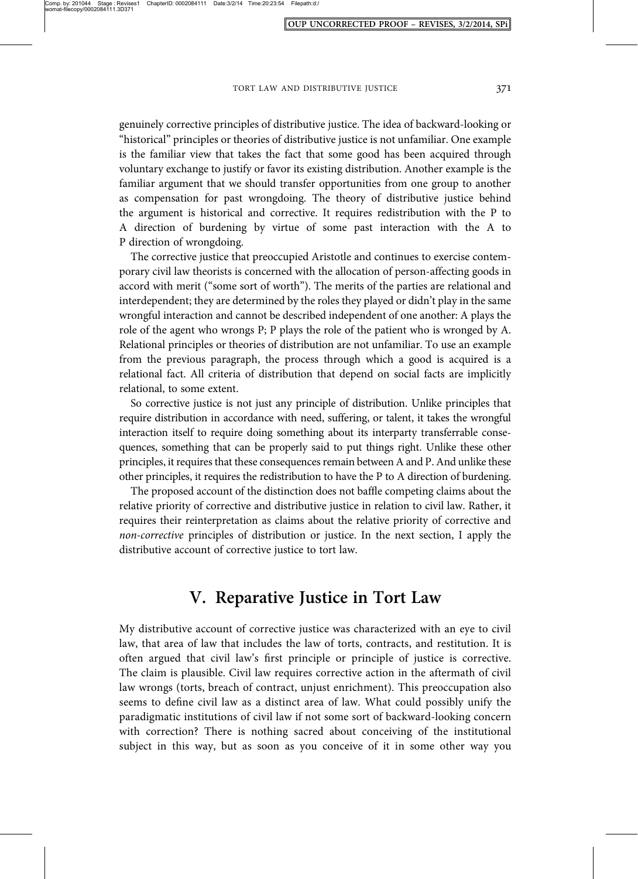genuinely corrective principles of distributive justice. The idea of backward-looking or "historical" principles or theories of distributive justice is not unfamiliar. One example is the familiar view that takes the fact that some good has been acquired through voluntary exchange to justify or favor its existing distribution. Another example is the familiar argument that we should transfer opportunities from one group to another as compensation for past wrongdoing. The theory of distributive justice behind the argument is historical and corrective. It requires redistribution with the P to A direction of burdening by virtue of some past interaction with the A to P direction of wrongdoing.

The corrective justice that preoccupied Aristotle and continues to exercise contemporary civil law theorists is concerned with the allocation of person-affecting goods in accord with merit ("some sort of worth"). The merits of the parties are relational and interdependent; they are determined by the roles they played or didn't play in the same wrongful interaction and cannot be described independent of one another: A plays the role of the agent who wrongs P; P plays the role of the patient who is wronged by A. Relational principles or theories of distribution are not unfamiliar. To use an example from the previous paragraph, the process through which a good is acquired is a relational fact. All criteria of distribution that depend on social facts are implicitly relational, to some extent.

So corrective justice is not just any principle of distribution. Unlike principles that require distribution in accordance with need, suffering, or talent, it takes the wrongful interaction itself to require doing something about its interparty transferrable consequences, something that can be properly said to put things right. Unlike these other principles, it requires that these consequences remain between A and P. And unlike these other principles, it requires the redistribution to have the P to A direction of burdening.

The proposed account of the distinction does not baffle competing claims about the relative priority of corrective and distributive justice in relation to civil law. Rather, it requires their reinterpretation as claims about the relative priority of corrective and *non-corrective* principles of distribution or justice. In the next section, I apply the distributive account of corrective justice to tort law.

## V. Reparative Justice in Tort Law

My distributive account of corrective justice was characterized with an eye to civil law, that area of law that includes the law of torts, contracts, and restitution. It is often argued that civil law's first principle or principle of justice is corrective. The claim is plausible. Civil law requires corrective action in the aftermath of civil law wrongs (torts, breach of contract, unjust enrichment). This preoccupation also seems to define civil law as a distinct area of law. What could possibly unify the paradigmatic institutions of civil law if not some sort of backward-looking concern with correction? There is nothing sacred about conceiving of the institutional subject in this way, but as soon as you conceive of it in some other way you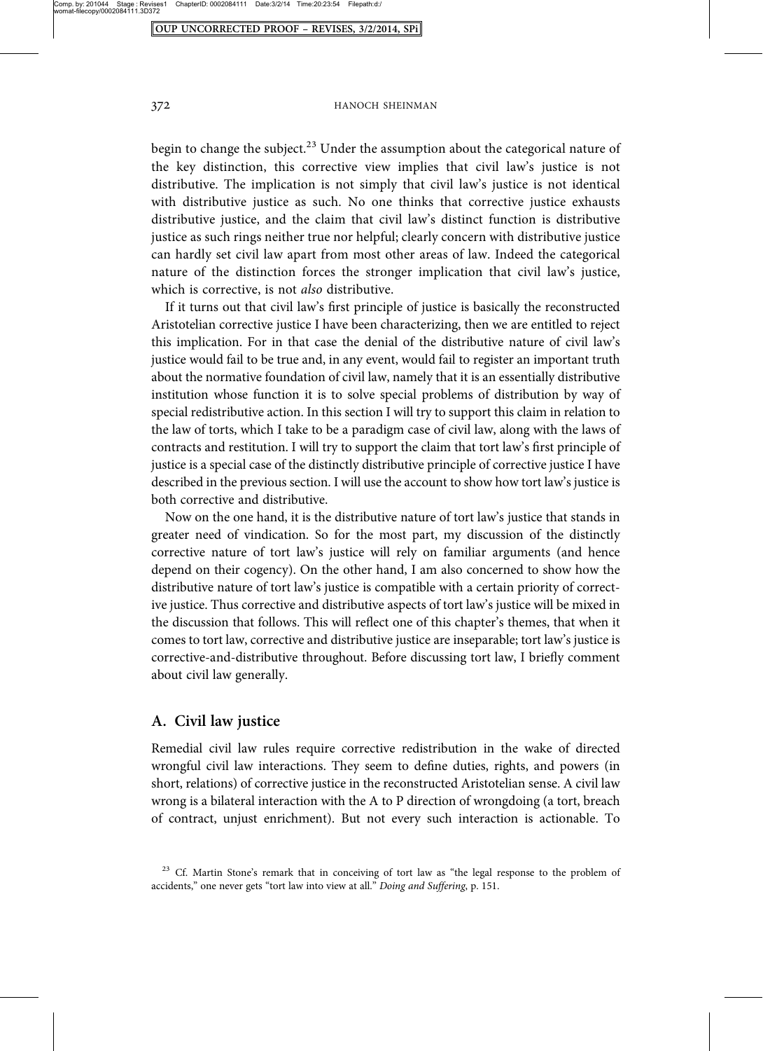begin to change the subject.[23] Under the assumption about the categorical nature of the key distinction, this corrective view implies that civil law's justice is not distributive. The implication is not simply that civil law's justice is not identical with distributive justice as such. No one thinks that corrective justice exhausts distributive justice, and the claim that civil law's distinct function is distributive justice as such rings neither true nor helpful; clearly concern with distributive justice can hardly set civil law apart from most other areas of law. Indeed the categorical nature of the distinction forces the stronger implication that civil law's justice, which is corrective, is not *also* distributive.

If it turns out that civil law's first principle of justice is basically the reconstructed Aristotelian corrective justice I have been characterizing, then we are entitled to reject this implication. For in that case the denial of the distributive nature of civil law's justice would fail to be true and, in any event, would fail to register an important truth about the normative foundation of civil law, namely that it is an essentially distributive institution whose function it is to solve special problems of distribution by way of special redistributive action. In this section I will try to support this claim in relation to the law of torts, which I take to be a paradigm case of civil law, along with the laws of contracts and restitution. I will try to support the claim that tort law's first principle of justice is a special case of the distinctly distributive principle of corrective justice I have described in the previous section. I will use the account to show how tort law's justice is both corrective and distributive.

Now on the one hand, it is the distributive nature of tort law's justice that stands in greater need of vindication. So for the most part, my discussion of the distinctly corrective nature of tort law's justice will rely on familiar arguments (and hence depend on their cogency). On the other hand, I am also concerned to show how the distributive nature of tort law's justice is compatible with a certain priority of corrective justice. Thus corrective and distributive aspects of tort law's justice will be mixed in the discussion that follows. This will reflect one of this chapter's themes, that when it comes to tort law, corrective and distributive justice are inseparable; tort law's justice is corrective-and-distributive throughout. Before discussing tort law, I briefly comment about civil law generally.

## A. Civil law justice

Remedial civil law rules require corrective redistribution in the wake of directed wrongful civil law interactions. They seem to define duties, rights, and powers (in short, relations) of corrective justice in the reconstructed Aristotelian sense. A civil law wrong is a bilateral interaction with the A to P direction of wrongdoing (a tort, breach of contract, unjust enrichment). But not every such interaction is actionable. To

---

[23] Cf. Martin Stone's remark that in conceiving of tort law as "the legal response to the problem of accidents," one never gets "tort law into view at all." *Doing and Suffering*, p. 151.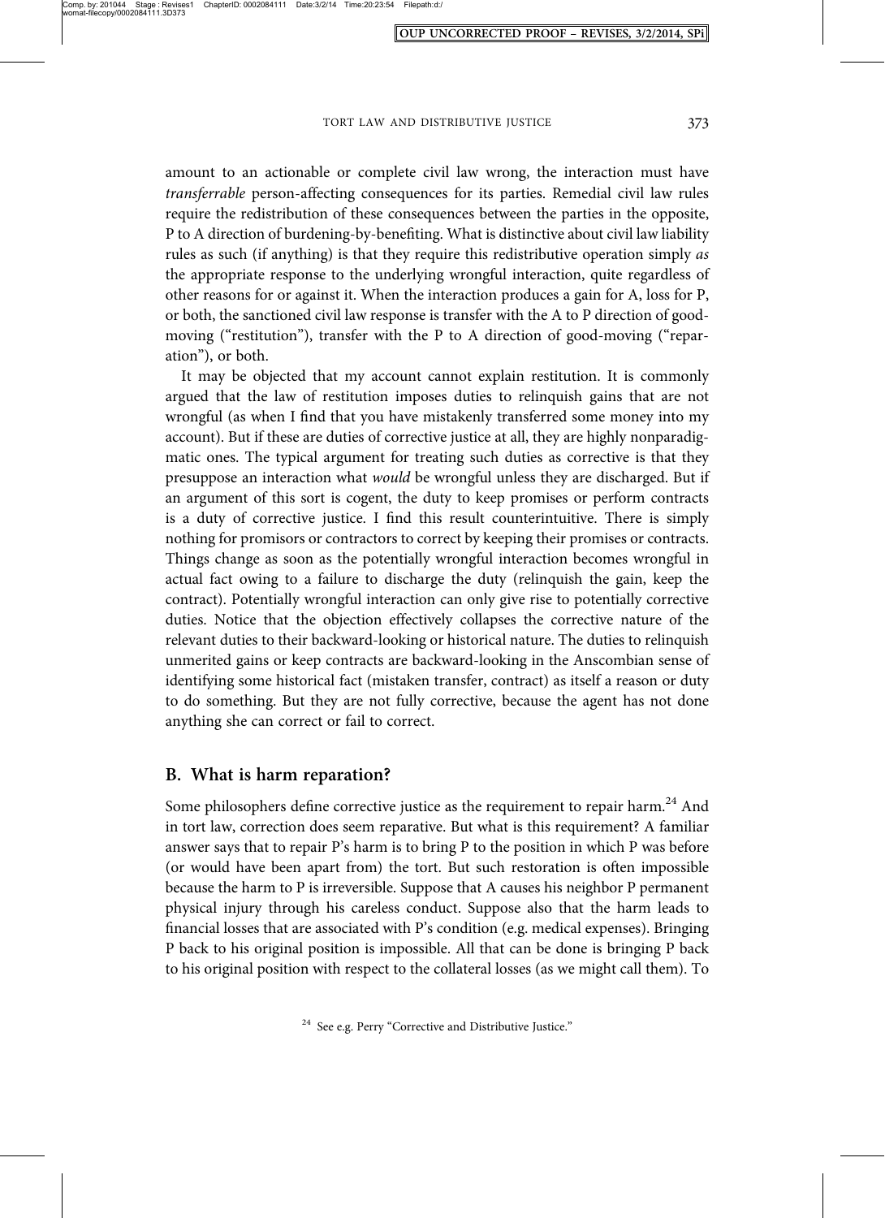amount to an actionable or complete civil law wrong, the interaction must have *transferrable* person-affecting consequences for its parties. Remedial civil law rules require the redistribution of these consequences between the parties in the opposite, P to A direction of burdening-by-benefiting. What is distinctive about civil law liability rules as such (if anything) is that they require this redistributive operation simply *as* the appropriate response to the underlying wrongful interaction, quite regardless of other reasons for or against it. When the interaction produces a gain for A, loss for P, or both, the sanctioned civil law response is transfer with the A to P direction of good-moving ("restitution"), transfer with the P to A direction of good-moving ("reparation"), or both.

It may be objected that my account cannot explain restitution. It is commonly argued that the law of restitution imposes duties to relinquish gains that are not wrongful (as when I find that you have mistakenly transferred some money into my account). But if these are duties of corrective justice at all, they are highly nonparadigmatic ones. The typical argument for treating such duties as corrective is that they presuppose an interaction what *would* be wrongful unless they are discharged. But if an argument of this sort is cogent, the duty to keep promises or perform contracts is a duty of corrective justice. I find this result counterintuitive. There is simply nothing for promisors or contractors to correct by keeping their promises or contracts. Things change as soon as the potentially wrongful interaction becomes wrongful in actual fact owing to a failure to discharge the duty (relinquish the gain, keep the contract). Potentially wrongful interaction can only give rise to potentially corrective duties. Notice that the objection effectively collapses the corrective nature of the relevant duties to their backward-looking or historical nature. The duties to relinquish unmerited gains or keep contracts are backward-looking in the Anscombian sense of identifying some historical fact (mistaken transfer, contract) as itself a reason or duty to do something. But they are not fully corrective, because the agent has not done anything she can correct or fail to correct.

## B. What is harm reparation?

Some philosophers define corrective justice as the requirement to repair harm.[24] And in tort law, correction does seem reparative. But what is this requirement? A familiar answer says that to repair P's harm is to bring P to the position in which P was before (or would have been apart from) the tort. But such restoration is often impossible because the harm to P is irreversible. Suppose that A causes his neighbor P permanent physical injury through his careless conduct. Suppose also that the harm leads to financial losses that are associated with P's condition (e.g. medical expenses). Bringing P back to his original position is impossible. All that can be done is bringing P back to his original position with respect to the collateral losses (as we might call them). To

[24] See e.g. Perry "Corrective and Distributive Justice."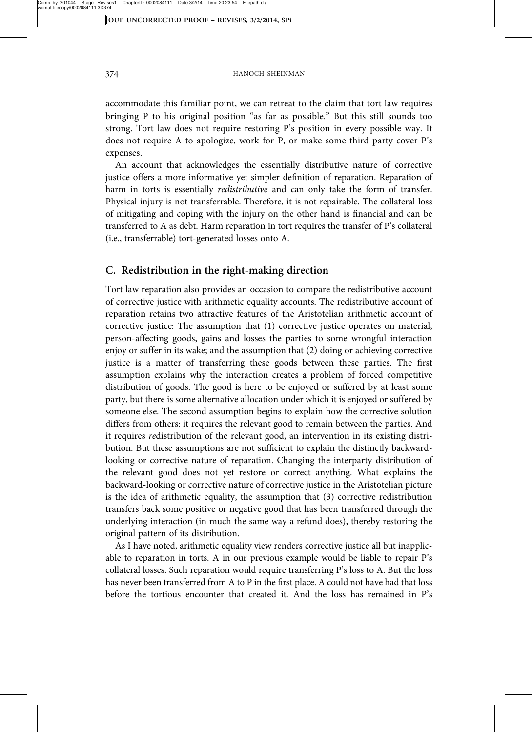accommodate this familiar point, we can retreat to the claim that tort law requires bringing P to his original position "as far as possible." But this still sounds too strong. Tort law does not require restoring P's position in every possible way. It does not require A to apologize, work for P, or make some third party cover P's expenses.

An account that acknowledges the essentially distributive nature of corrective justice offers a more informative yet simpler definition of reparation. Reparation of harm in torts is essentially *redistributive* and can only take the form of transfer. Physical injury is not transferrable. Therefore, it is not repairable. The collateral loss of mitigating and coping with the injury on the other hand is financial and can be transferred to A as debt. Harm reparation in tort requires the transfer of P's collateral (i.e., transferrable) tort-generated losses onto A.

### C. Redistribution in the right-making direction

Tort law reparation also provides an occasion to compare the redistributive account of corrective justice with arithmetic equality accounts. The redistributive account of reparation retains two attractive features of the Aristotelian arithmetic account of corrective justice: The assumption that (1) corrective justice operates on material, person-affecting goods, gains and losses the parties to some wrongful interaction enjoy or suffer in its wake; and the assumption that (2) doing or achieving corrective justice is a matter of transferring these goods between these parties. The first assumption explains why the interaction creates a problem of forced competitive distribution of goods. The good is here to be enjoyed or suffered by at least some party, but there is some alternative allocation under which it is enjoyed or suffered by someone else. The second assumption begins to explain how the corrective solution differs from others: it requires the relevant good to remain between the parties. And it requires *re*distribution of the relevant good, an intervention in its existing distribution. But these assumptions are not sufficient to explain the distinctly backward-looking or corrective nature of reparation. Changing the interparty distribution of the relevant good does not yet restore or correct anything. What explains the backward-looking or corrective nature of corrective justice in the Aristotelian picture is the idea of arithmetic equality, the assumption that (3) corrective redistribution transfers back some positive or negative good that has been transferred through the underlying interaction (in much the same way a refund does), thereby restoring the original pattern of its distribution.

As I have noted, arithmetic equality view renders corrective justice all but inapplicable to reparation in torts. A in our previous example would be liable to repair P's collateral losses. Such reparation would require transferring P's loss to A. But the loss has never been transferred from A to P in the first place. A could not have had that loss before the tortious encounter that created it. And the loss has remained in P's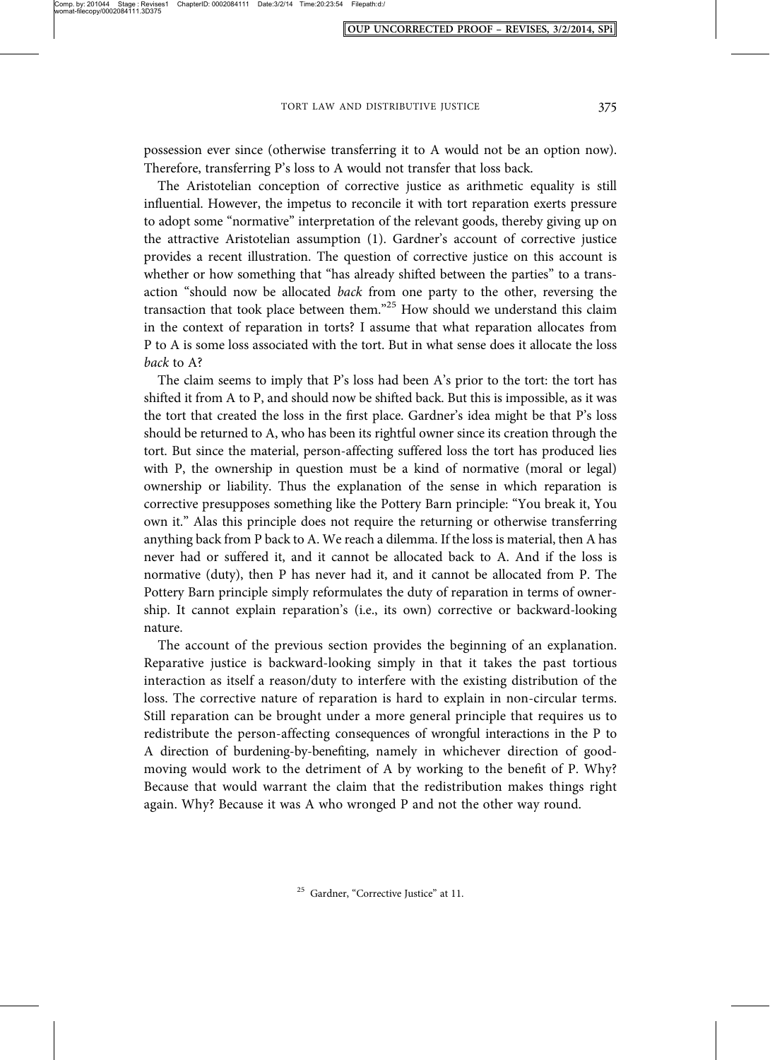possession ever since (otherwise transferring it to A would not be an option now). Therefore, transferring P's loss to A would not transfer that loss back.

The Aristotelian conception of corrective justice as arithmetic equality is still influential. However, the impetus to reconcile it with tort reparation exerts pressure to adopt some "normative" interpretation of the relevant goods, thereby giving up on the attractive Aristotelian assumption (1). Gardner's account of corrective justice provides a recent illustration. The question of corrective justice on this account is whether or how something that "has already shifted between the parties" to a transaction "should now be allocated *back* from one party to the other, reversing the transaction that took place between them."[25] How should we understand this claim in the context of reparation in torts? I assume that what reparation allocates from P to A is some loss associated with the tort. But in what sense does it allocate the loss *back* to A?

The claim seems to imply that P's loss had been A's prior to the tort: the tort has shifted it from A to P, and should now be shifted back. But this is impossible, as it was the tort that created the loss in the first place. Gardner's idea might be that P's loss should be returned to A, who has been its rightful owner since its creation through the tort. But since the material, person-affecting suffered loss the tort has produced lies with P, the ownership in question must be a kind of normative (moral or legal) ownership or liability. Thus the explanation of the sense in which reparation is corrective presupposes something like the Pottery Barn principle: "You break it, You own it." Alas this principle does not require the returning or otherwise transferring anything back from P back to A. We reach a dilemma. If the loss is material, then A has never had or suffered it, and it cannot be allocated back to A. And if the loss is normative (duty), then P has never had it, and it cannot be allocated from P. The Pottery Barn principle simply reformulates the duty of reparation in terms of ownership. It cannot explain reparation's (i.e., its own) corrective or backward-looking nature.

The account of the previous section provides the beginning of an explanation. Reparative justice is backward-looking simply in that it takes the past tortious interaction as itself a reason/duty to interfere with the existing distribution of the loss. The corrective nature of reparation is hard to explain in non-circular terms. Still reparation can be brought under a more general principle that requires us to redistribute the person-affecting consequences of wrongful interactions in the P to A direction of burdening-by-benefiting, namely in whichever direction of good-moving would work to the detriment of A by working to the benefit of P. Why? Because that would warrant the claim that the redistribution makes things right again. Why? Because it was A who wronged P and not the other way round.

[25] Gardner, "Corrective Justice" at 11.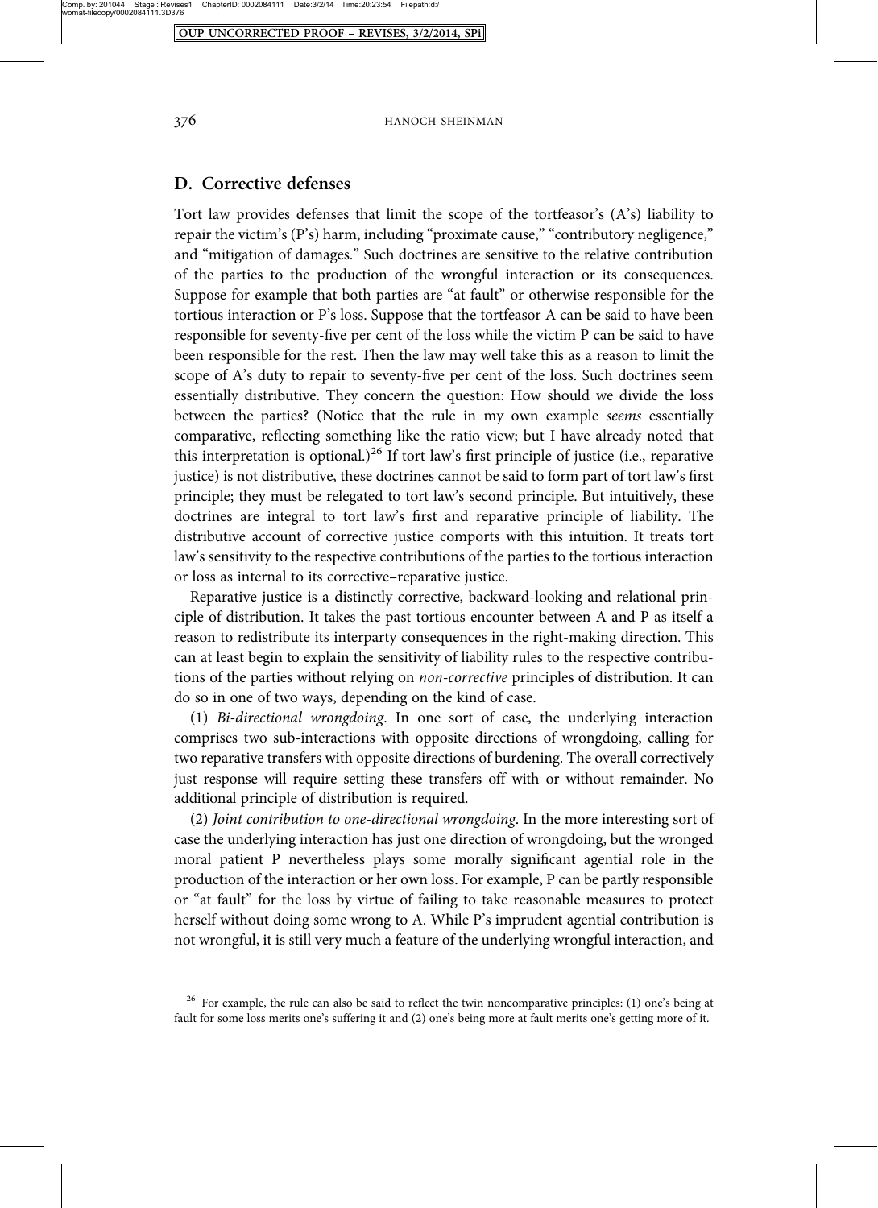## D. Corrective defenses

Tort law provides defenses that limit the scope of the tortfeasor's (A's) liability to repair the victim's (P's) harm, including "proximate cause," "contributory negligence," and "mitigation of damages." Such doctrines are sensitive to the relative contribution of the parties to the production of the wrongful interaction or its consequences. Suppose for example that both parties are "at fault" or otherwise responsible for the tortious interaction or P's loss. Suppose that the tortfeasor A can be said to have been responsible for seventy-five per cent of the loss while the victim P can be said to have been responsible for the rest. Then the law may well take this as a reason to limit the scope of A's duty to repair to seventy-five per cent of the loss. Such doctrines seem essentially distributive. They concern the question: How should we divide the loss between the parties? (Notice that the rule in my own example *seems* essentially comparative, reflecting something like the ratio view; but I have already noted that this interpretation is optional.)[26] If tort law's first principle of justice (i.e., reparative justice) is not distributive, these doctrines cannot be said to form part of tort law's first principle; they must be relegated to tort law's second principle. But intuitively, these doctrines are integral to tort law's first and reparative principle of liability. The distributive account of corrective justice comports with this intuition. It treats tort law's sensitivity to the respective contributions of the parties to the tortious interaction or loss as internal to its corrective–reparative justice.

Reparative justice is a distinctly corrective, backward-looking and relational principle of distribution. It takes the past tortious encounter between A and P as itself a reason to redistribute its interparty consequences in the right-making direction. This can at least begin to explain the sensitivity of liability rules to the respective contributions of the parties without relying on *non-corrective* principles of distribution. It can do so in one of two ways, depending on the kind of case.

(1) *Bi-directional wrongdoing*. In one sort of case, the underlying interaction comprises two sub-interactions with opposite directions of wrongdoing, calling for two reparative transfers with opposite directions of burdening. The overall correctively just response will require setting these transfers off with or without remainder. No additional principle of distribution is required.

(2) *Joint contribution to one-directional wrongdoing*. In the more interesting sort of case the underlying interaction has just one direction of wrongdoing, but the wronged moral patient P nevertheless plays some morally significant agential role in the production of the interaction or her own loss. For example, P can be partly responsible or "at fault" for the loss by virtue of failing to take reasonable measures to protect herself without doing some wrong to A. While P's imprudent agential contribution is not wrongful, it is still very much a feature of the underlying wrongful interaction, and

[26] For example, the rule can also be said to reflect the twin noncomparative principles: (1) one's being at fault for some loss merits one's suffering it and (2) one's being more at fault merits one's getting more of it.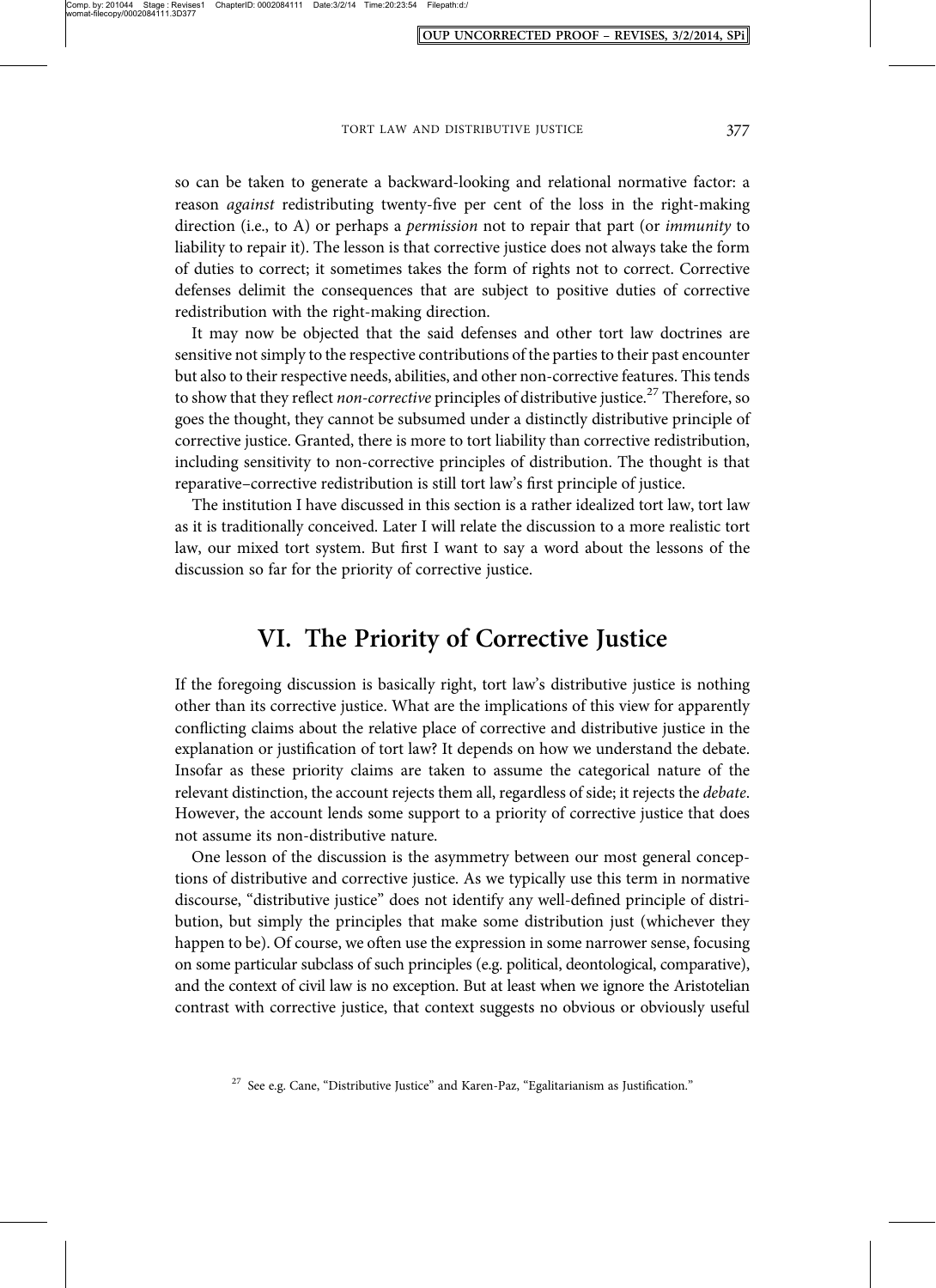so can be taken to generate a backward-looking and relational normative factor: a reason *against* redistributing twenty-five per cent of the loss in the right-making direction (i.e., to A) or perhaps a *permission* not to repair that part (or *immunity* to liability to repair it). The lesson is that corrective justice does not always take the form of duties to correct; it sometimes takes the form of rights not to correct. Corrective defenses delimit the consequences that are subject to positive duties of corrective redistribution with the right-making direction.

It may now be objected that the said defenses and other tort law doctrines are sensitive not simply to the respective contributions of the parties to their past encounter but also to their respective needs, abilities, and other non-corrective features. This tends to show that they reflect *non-corrective* principles of distributive justice.[27] Therefore, so goes the thought, they cannot be subsumed under a distinctly distributive principle of corrective justice. Granted, there is more to tort liability than corrective redistribution, including sensitivity to non-corrective principles of distribution. The thought is that reparative–corrective redistribution is still tort law's first principle of justice.

The institution I have discussed in this section is a rather idealized tort law, tort law as it is traditionally conceived. Later I will relate the discussion to a more realistic tort law, our mixed tort system. But first I want to say a word about the lessons of the discussion so far for the priority of corrective justice.

## VI. The Priority of Corrective Justice

If the foregoing discussion is basically right, tort law's distributive justice is nothing other than its corrective justice. What are the implications of this view for apparently conflicting claims about the relative place of corrective and distributive justice in the explanation or justification of tort law? It depends on how we understand the debate. Insofar as these priority claims are taken to assume the categorical nature of the relevant distinction, the account rejects them all, regardless of side; it rejects the *debate*. However, the account lends some support to a priority of corrective justice that does not assume its non-distributive nature.

One lesson of the discussion is the asymmetry between our most general conceptions of distributive and corrective justice. As we typically use this term in normative discourse, "distributive justice" does not identify any well-defined principle of distribution, but simply the principles that make some distribution just (whichever they happen to be). Of course, we often use the expression in some narrower sense, focusing on some particular subclass of such principles (e.g. political, deontological, comparative), and the context of civil law is no exception. But at least when we ignore the Aristotelian contrast with corrective justice, that context suggests no obvious or obviously useful

[27] See e.g. Cane, "Distributive Justice" and Karen-Paz, "Egalitarianism as Justification."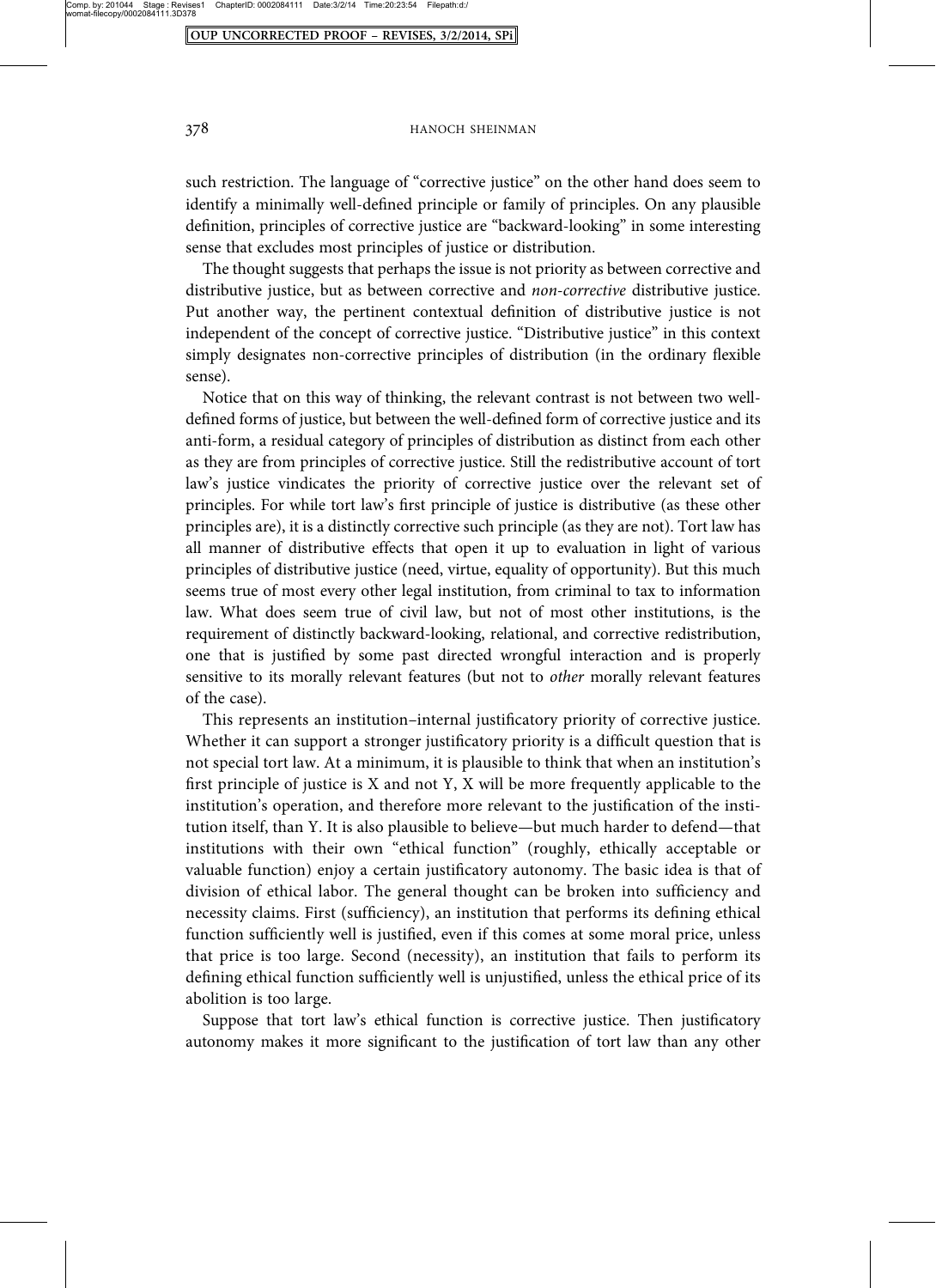such restriction. The language of "corrective justice" on the other hand does seem to identify a minimally well-defined principle or family of principles. On any plausible definition, principles of corrective justice are "backward-looking" in some interesting sense that excludes most principles of justice or distribution.

The thought suggests that perhaps the issue is not priority as between corrective and distributive justice, but as between corrective and *non-corrective* distributive justice. Put another way, the pertinent contextual definition of distributive justice is not independent of the concept of corrective justice. "Distributive justice" in this context simply designates non-corrective principles of distribution (in the ordinary flexible sense).

Notice that on this way of thinking, the relevant contrast is not between two well-defined forms of justice, but between the well-defined form of corrective justice and its anti-form, a residual category of principles of distribution as distinct from each other as they are from principles of corrective justice. Still the redistributive account of tort law's justice vindicates the priority of corrective justice over the relevant set of principles. For while tort law's first principle of justice is distributive (as these other principles are), it is a distinctly corrective such principle (as they are not). Tort law has all manner of distributive effects that open it up to evaluation in light of various principles of distributive justice (need, virtue, equality of opportunity). But this much seems true of most every other legal institution, from criminal to tax to information law. What does seem true of civil law, but not of most other institutions, is the requirement of distinctly backward-looking, relational, and corrective redistribution, one that is justified by some past directed wrongful interaction and is properly sensitive to its morally relevant features (but not to *other* morally relevant features of the case).

This represents an institution–internal justificatory priority of corrective justice. Whether it can support a stronger justificatory priority is a difficult question that is not special tort law. At a minimum, it is plausible to think that when an institution's first principle of justice is X and not Y, X will be more frequently applicable to the institution's operation, and therefore more relevant to the justification of the institution itself, than Y. It is also plausible to believe—but much harder to defend—that institutions with their own "ethical function" (roughly, ethically acceptable or valuable function) enjoy a certain justificatory autonomy. The basic idea is that of division of ethical labor. The general thought can be broken into sufficiency and necessity claims. First (sufficiency), an institution that performs its defining ethical function sufficiently well is justified, even if this comes at some moral price, unless that price is too large. Second (necessity), an institution that fails to perform its defining ethical function sufficiently well is unjustified, unless the ethical price of its abolition is too large.

Suppose that tort law's ethical function is corrective justice. Then justificatory autonomy makes it more significant to the justification of tort law than any other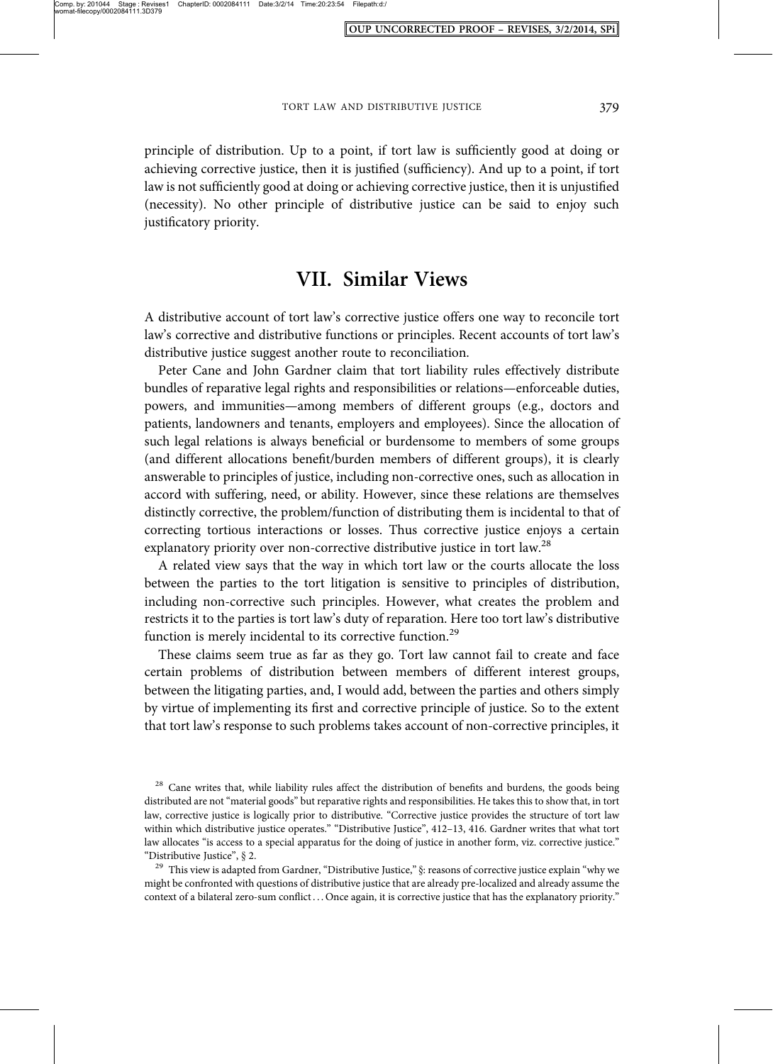principle of distribution. Up to a point, if tort law is sufficiently good at doing or achieving corrective justice, then it is justified (sufficiency). And up to a point, if tort law is not sufficiently good at doing or achieving corrective justice, then it is unjustified (necessity). No other principle of distributive justice can be said to enjoy such justificatory priority.

## VII. Similar Views

A distributive account of tort law's corrective justice offers one way to reconcile tort law's corrective and distributive functions or principles. Recent accounts of tort law's distributive justice suggest another route to reconciliation.

Peter Cane and John Gardner claim that tort liability rules effectively distribute bundles of reparative legal rights and responsibilities or relations—enforceable duties, powers, and immunities—among members of different groups (e.g., doctors and patients, landowners and tenants, employers and employees). Since the allocation of such legal relations is always beneficial or burdensome to members of some groups (and different allocations benefit/burden members of different groups), it is clearly answerable to principles of justice, including non-corrective ones, such as allocation in accord with suffering, need, or ability. However, since these relations are themselves distinctly corrective, the problem/function of distributing them is incidental to that of correcting tortious interactions or losses. Thus corrective justice enjoys a certain explanatory priority over non-corrective distributive justice in tort law.[28]

A related view says that the way in which tort law or the courts allocate the loss between the parties to the tort litigation is sensitive to principles of distribution, including non-corrective such principles. However, what creates the problem and restricts it to the parties is tort law's duty of reparation. Here too tort law's distributive function is merely incidental to its corrective function.[29]

These claims seem true as far as they go. Tort law cannot fail to create and face certain problems of distribution between members of different interest groups, between the litigating parties, and, I would add, between the parties and others simply by virtue of implementing its first and corrective principle of justice. So to the extent that tort law's response to such problems takes account of non-corrective principles, it

[28] Cane writes that, while liability rules affect the distribution of benefits and burdens, the goods being distributed are not "material goods" but reparative rights and responsibilities. He takes this to show that, in tort law, corrective justice is logically prior to distributive. "Corrective justice provides the structure of tort law within which distributive justice operates." "Distributive Justice", 412–13, 416. Gardner writes that what tort law allocates "is access to a special apparatus for the doing of justice in another form, viz. corrective justice." "Distributive Justice", § 2.

[29] This view is adapted from Gardner, "Distributive Justice," §: reasons of corrective justice explain "why we might be confronted with questions of distributive justice that are already pre-localized and already assume the context of a bilateral zero-sum conflict . . . Once again, it is corrective justice that has the explanatory priority."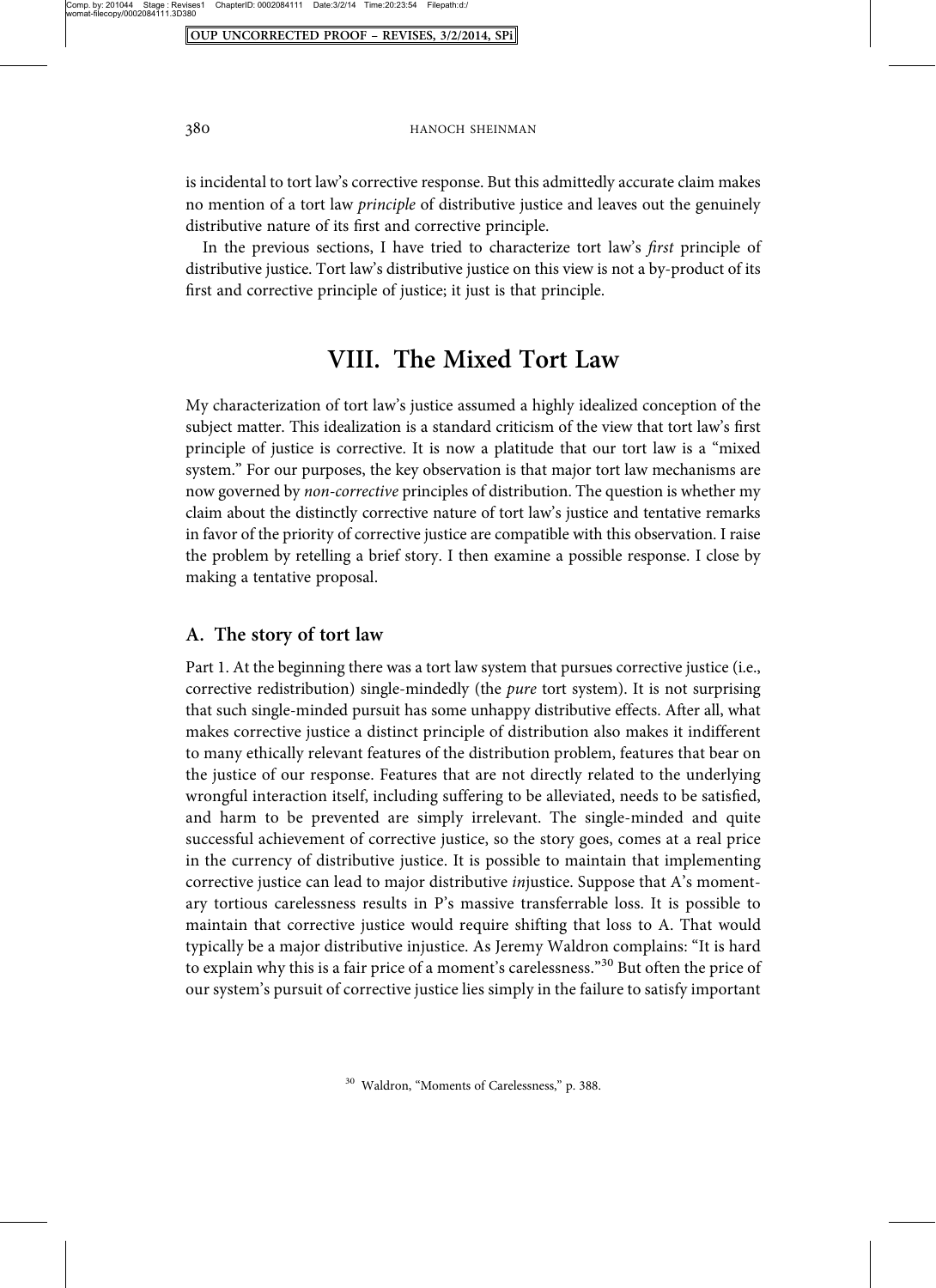is incidental to tort law's corrective response. But this admittedly accurate claim makes no mention of a tort law *principle* of distributive justice and leaves out the genuinely distributive nature of its first and corrective principle.

In the previous sections, I have tried to characterize tort law's *first* principle of distributive justice. Tort law's distributive justice on this view is not a by-product of its first and corrective principle of justice; it just is that principle.

## VIII. The Mixed Tort Law

My characterization of tort law's justice assumed a highly idealized conception of the subject matter. This idealization is a standard criticism of the view that tort law's first principle of justice is corrective. It is now a platitude that our tort law is a "mixed system." For our purposes, the key observation is that major tort law mechanisms are now governed by *non-corrective* principles of distribution. The question is whether my claim about the distinctly corrective nature of tort law's justice and tentative remarks in favor of the priority of corrective justice are compatible with this observation. I raise the problem by retelling a brief story. I then examine a possible response. I close by making a tentative proposal.

### A. The story of tort law

Part 1. At the beginning there was a tort law system that pursues corrective justice (i.e., corrective redistribution) single-mindedly (the *pure* tort system). It is not surprising that such single-minded pursuit has some unhappy distributive effects. After all, what makes corrective justice a distinct principle of distribution also makes it indifferent to many ethically relevant features of the distribution problem, features that bear on the justice of our response. Features that are not directly related to the underlying wrongful interaction itself, including suffering to be alleviated, needs to be satisfied, and harm to be prevented are simply irrelevant. The single-minded and quite successful achievement of corrective justice, so the story goes, comes at a real price in the currency of distributive justice. It is possible to maintain that implementing corrective justice can lead to major distributive *in*justice. Suppose that A's momentary tortious carelessness results in P's massive transferrable loss. It is possible to maintain that corrective justice would require shifting that loss to A. That would typically be a major distributive injustice. As Jeremy Waldron complains: "It is hard to explain why this is a fair price of a moment's carelessness."[30] But often the price of our system's pursuit of corrective justice lies simply in the failure to satisfy important

[30] Waldron, "Moments of Carelessness," p. 388.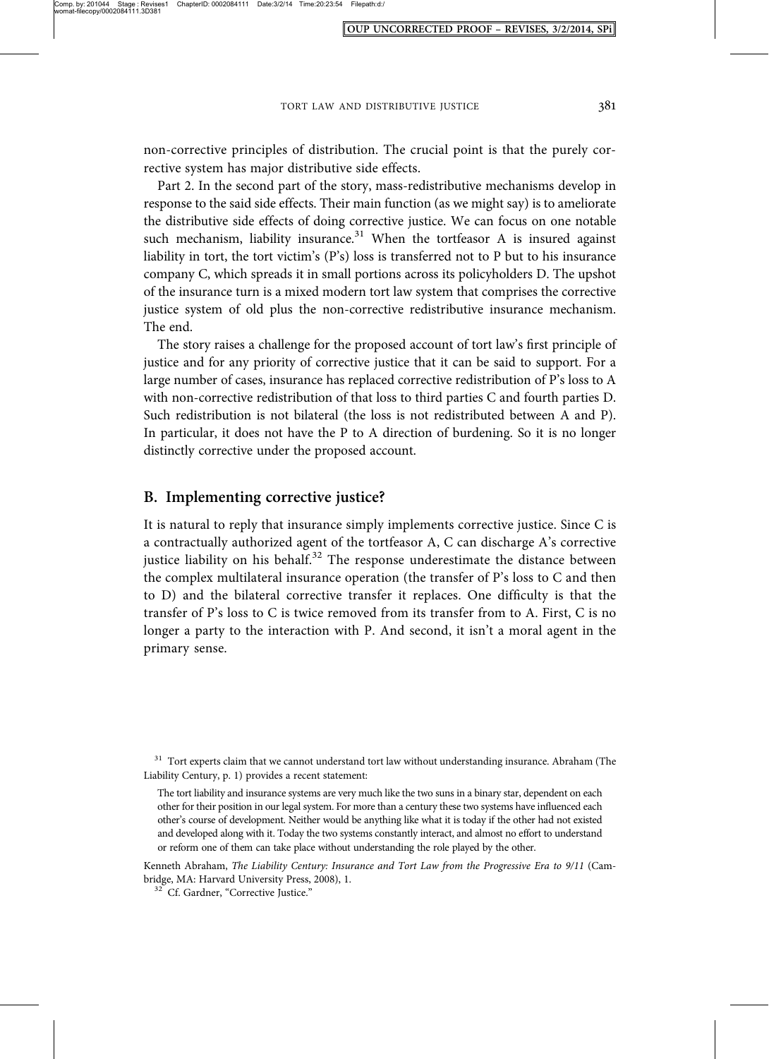non-corrective principles of distribution. The crucial point is that the purely corrective system has major distributive side effects.

Part 2. In the second part of the story, mass-redistributive mechanisms develop in response to the said side effects. Their main function (as we might say) is to ameliorate the distributive side effects of doing corrective justice. We can focus on one notable such mechanism, liability insurance.[31] When the tortfeasor A is insured against liability in tort, the tort victim's (P's) loss is transferred not to P but to his insurance company C, which spreads it in small portions across its policyholders D. The upshot of the insurance turn is a mixed modern tort law system that comprises the corrective justice system of old plus the non-corrective redistributive insurance mechanism. The end.

The story raises a challenge for the proposed account of tort law's first principle of justice and for any priority of corrective justice that it can be said to support. For a large number of cases, insurance has replaced corrective redistribution of P's loss to A with non-corrective redistribution of that loss to third parties C and fourth parties D. Such redistribution is not bilateral (the loss is not redistributed between A and P). In particular, it does not have the P to A direction of burdening. So it is no longer distinctly corrective under the proposed account.

## B. Implementing corrective justice?

It is natural to reply that insurance simply implements corrective justice. Since C is a contractually authorized agent of the tortfeasor A, C can discharge A's corrective justice liability on his behalf.[32] The response underestimate the distance between the complex multilateral insurance operation (the transfer of P's loss to C and then to D) and the bilateral corrective transfer it replaces. One difficulty is that the transfer of P's loss to C is twice removed from its transfer from to A. First, C is no longer a party to the interaction with P. And second, it isn't a moral agent in the primary sense.

[31] Tort experts claim that we cannot understand tort law without understanding insurance. Abraham (The Liability Century, p. 1) provides a recent statement:

> The tort liability and insurance systems are very much like the two suns in a binary star, dependent on each other for their position in our legal system. For more than a century these two systems have influenced each other's course of development. Neither would be anything like what it is today if the other had not existed and developed along with it. Today the two systems constantly interact, and almost no effort to understand or reform one of them can take place without understanding the role played by the other.

Kenneth Abraham, *The Liability Century: Insurance and Tort Law from the Progressive Era to 9/11* (Cambridge, MA: Harvard University Press, 2008), 1.

[32] Cf. Gardner, "Corrective Justice."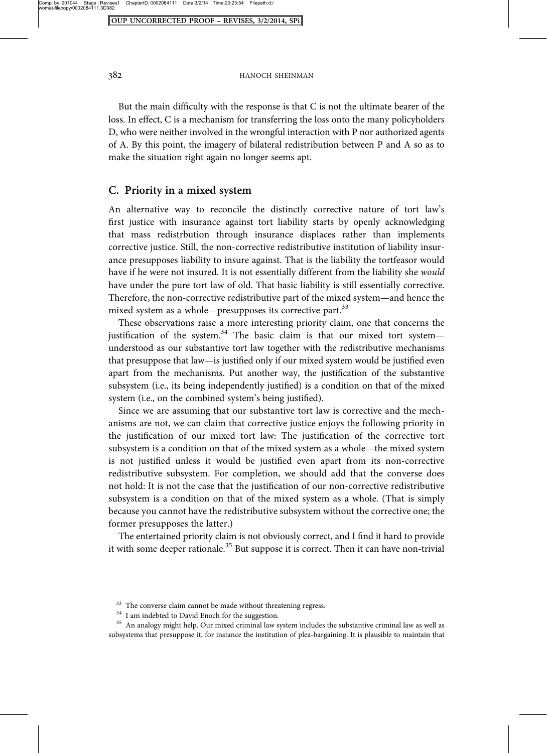But the main difficulty with the response is that C is not the ultimate bearer of the loss. In effect, C is a mechanism for transferring the loss onto the many policyholders D, who were neither involved in the wrongful interaction with P nor authorized agents of A. By this point, the imagery of bilateral redistribution between P and A so as to make the situation right again no longer seems apt.

## C. Priority in a mixed system

An alternative way to reconcile the distinctly corrective nature of tort law's first justice with insurance against tort liability starts by openly acknowledging that mass redistrbution through insurance displaces rather than implements corrective justice. Still, the non-corrective redistributive institution of liability insurance presupposes liability to insure against. That is the liability the tortfeasor would have if he were not insured. It is not essentially different from the liability she *would* have under the pure tort law of old. That basic liability is still essentially corrective. Therefore, the non-corrective redistributive part of the mixed system—and hence the mixed system as a whole—presupposes its corrective part.[33]

These observations raise a more interesting priority claim, one that concerns the justification of the system.[34] The basic claim is that our mixed tort system—understood as our substantive tort law together with the redistributive mechanisms that presuppose that law—is justified only if our mixed system would be justified even apart from the mechanisms. Put another way, the justification of the substantive subsystem (i.e., its being independently justified) is a condition on that of the mixed system (i.e., on the combined system's being justified).

Since we are assuming that our substantive tort law is corrective and the mechanisms are not, we can claim that corrective justice enjoys the following priority in the justification of our mixed tort law: The justification of the corrective tort subsystem is a condition on that of the mixed system as a whole—the mixed system is not justified unless it would be justified even apart from its non-corrective redistributive subsystem. For completion, we should add that the converse does not hold: It is not the case that the justification of our non-corrective redistributive subsystem is a condition on that of the mixed system as a whole. (That is simply because you cannot have the redistributive subsystem without the corrective one; the former presupposes the latter.)

The entertained priority claim is not obviously correct, and I find it hard to provide it with some deeper rationale.[35] But suppose it is correct. Then it can have non-trivial

[33] The converse claim cannot be made without threatening regress.

[34] I am indebted to David Enoch for the suggestion.

[35] An analogy might help. Our mixed criminal law system includes the substantive criminal law as well as subsystems that presuppose it, for instance the institution of plea-bargaining. It is plausible to maintain that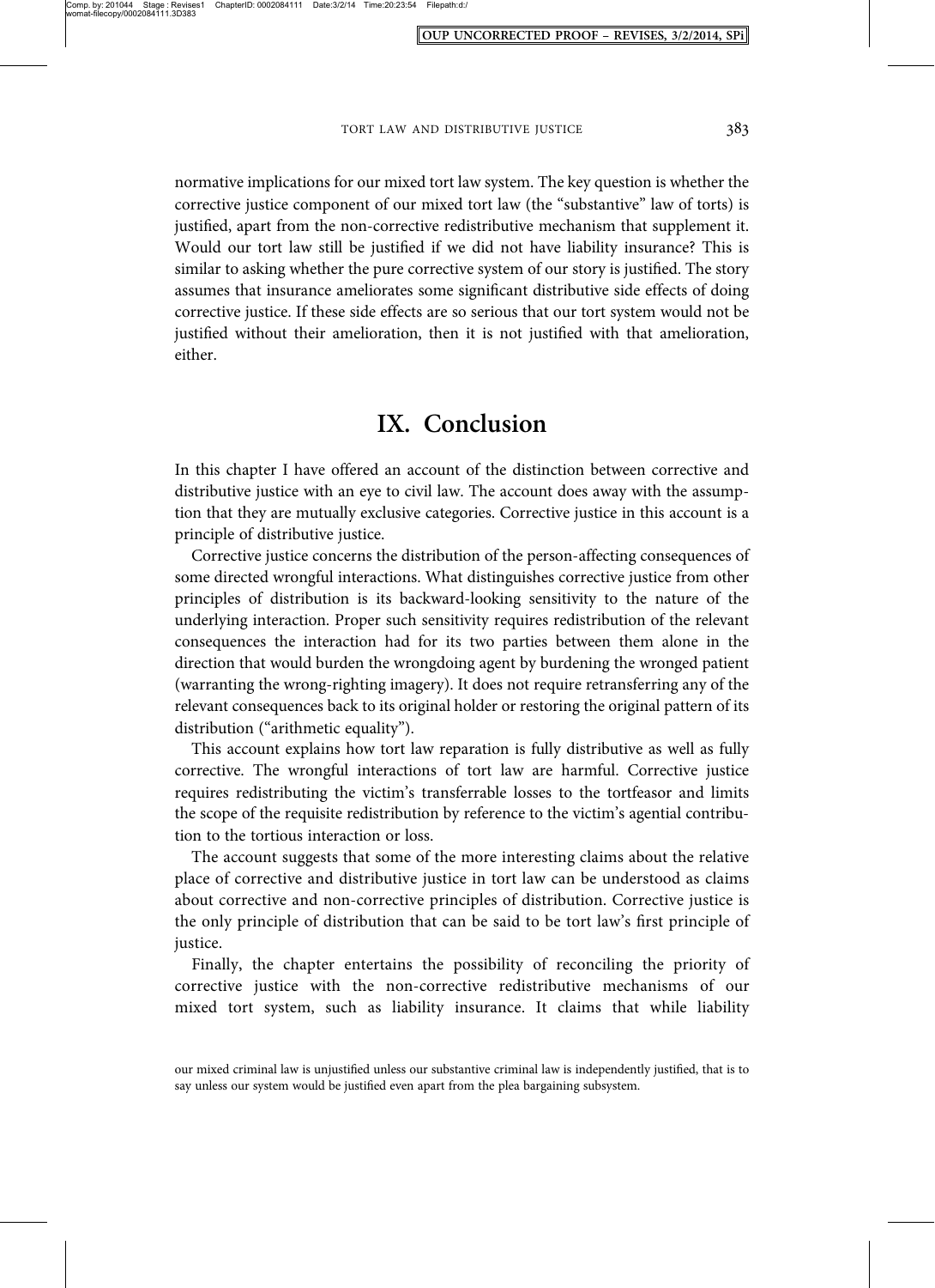normative implications for our mixed tort law system. The key question is whether the corrective justice component of our mixed tort law (the "substantive" law of torts) is justified, apart from the non-corrective redistributive mechanism that supplement it. Would our tort law still be justified if we did not have liability insurance? This is similar to asking whether the pure corrective system of our story is justified. The story assumes that insurance ameliorates some significant distributive side effects of doing corrective justice. If these side effects are so serious that our tort system would not be justified without their amelioration, then it is not justified with that amelioration, either.

## IX. Conclusion

In this chapter I have offered an account of the distinction between corrective and distributive justice with an eye to civil law. The account does away with the assumption that they are mutually exclusive categories. Corrective justice in this account is a principle of distributive justice.

Corrective justice concerns the distribution of the person-affecting consequences of some directed wrongful interactions. What distinguishes corrective justice from other principles of distribution is its backward-looking sensitivity to the nature of the underlying interaction. Proper such sensitivity requires redistribution of the relevant consequences the interaction had for its two parties between them alone in the direction that would burden the wrongdoing agent by burdening the wronged patient (warranting the wrong-righting imagery). It does not require retransferring any of the relevant consequences back to its original holder or restoring the original pattern of its distribution ("arithmetic equality").

This account explains how tort law reparation is fully distributive as well as fully corrective. The wrongful interactions of tort law are harmful. Corrective justice requires redistributing the victim's transferrable losses to the tortfeasor and limits the scope of the requisite redistribution by reference to the victim's agential contribution to the tortious interaction or loss.

The account suggests that some of the more interesting claims about the relative place of corrective and distributive justice in tort law can be understood as claims about corrective and non-corrective principles of distribution. Corrective justice is the only principle of distribution that can be said to be tort law's first principle of justice.

Finally, the chapter entertains the possibility of reconciling the priority of corrective justice with the non-corrective redistributive mechanisms of our mixed tort system, such as liability insurance. It claims that while liability

our mixed criminal law is unjustified unless our substantive criminal law is independently justified, that is to say unless our system would be justified even apart from the plea bargaining subsystem.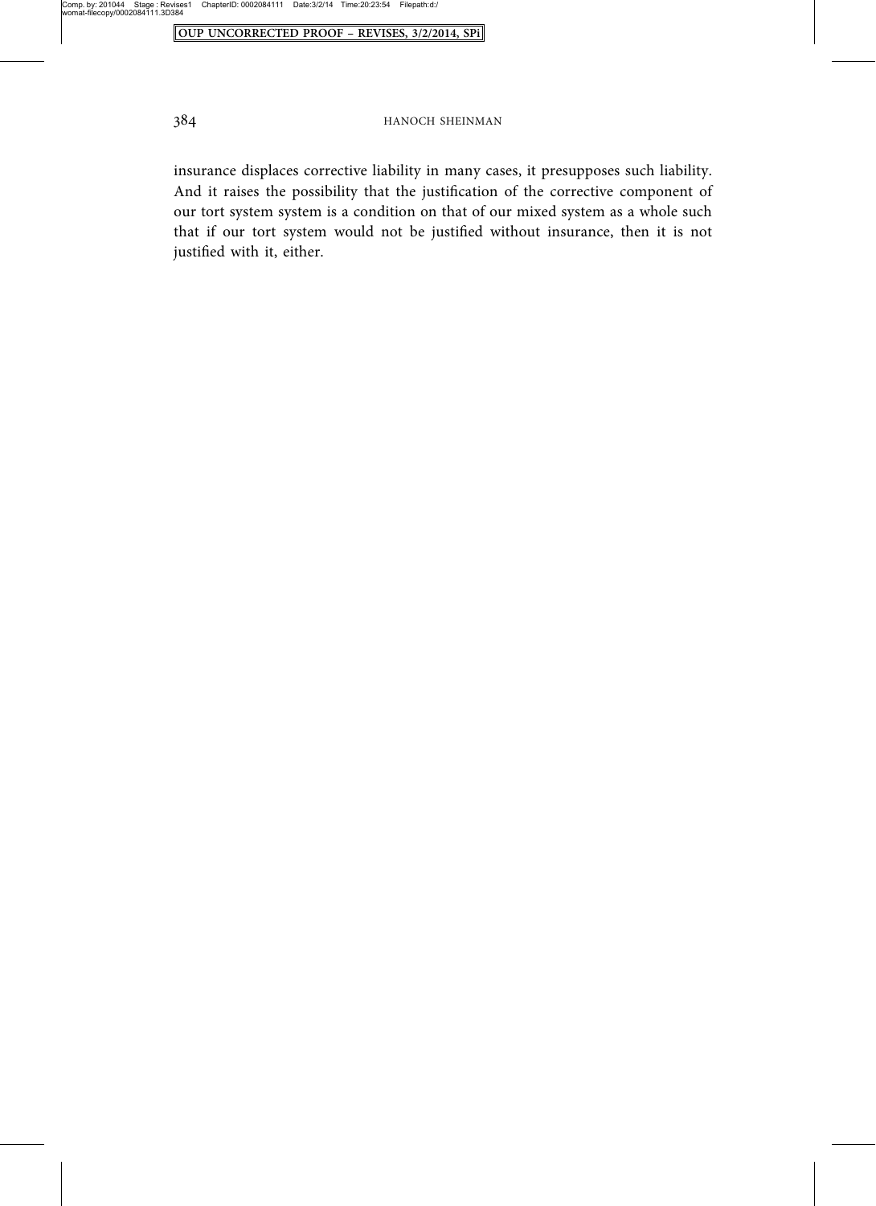insurance displaces corrective liability in many cases, it presupposes such liability. And it raises the possibility that the justification of the corrective component of our tort system system is a condition on that of our mixed system as a whole such that if our tort system would not be justified without insurance, then it is not justified with it, either.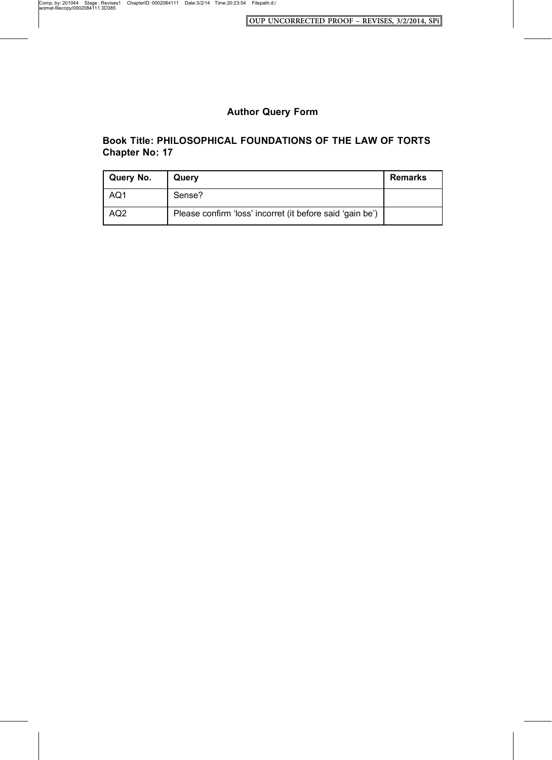## Author Query Form

**Book Title: PHILOSOPHICAL FOUNDATIONS OF THE LAW OF TORTS**
**Chapter No: 17**

| Query No. | Query | Remarks |
|---|---|---|
| AQ1 | Sense? | |
| AQ2 | Please confirm 'loss' incorret (it before said 'gain be') | |